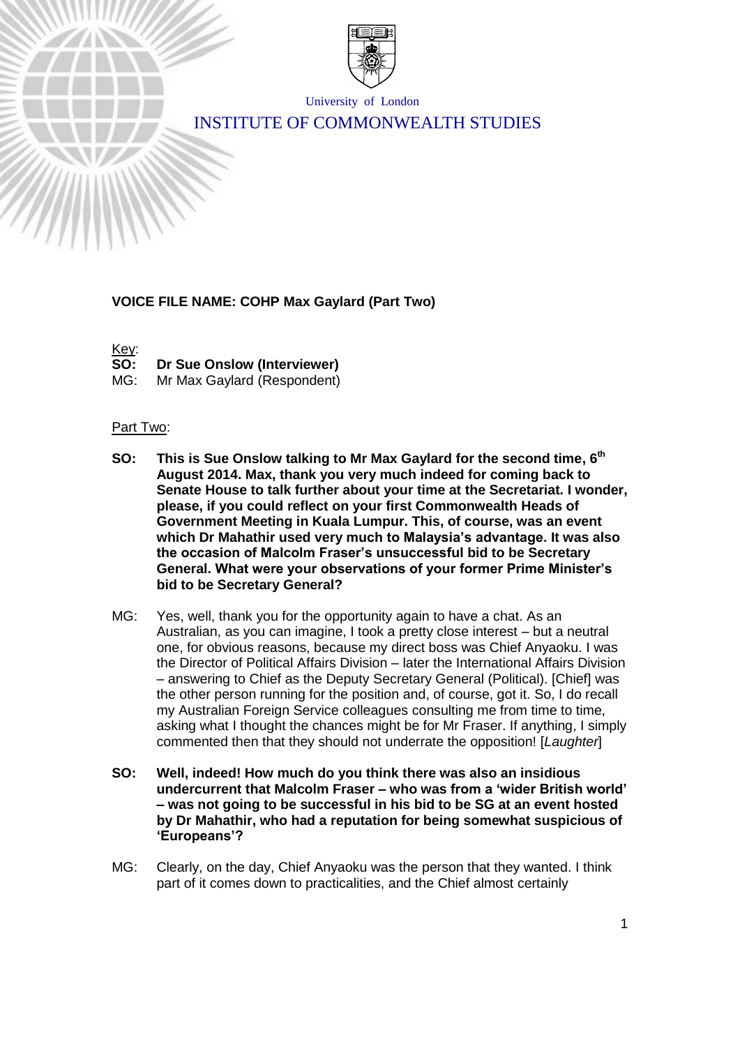University of London

INSTITUTE OF COMMONWEALTH STUDIES

**VOICE FILE NAME: COHP Max Gaylard (Part Two)**

Key:

**SO: Dr Sue Onslow (Interviewer)**

MG: Mr Max Gaylard (Respondent)

Part Two:

**SO: This is Sue Onslow talking to Mr Max Gaylard for the second time, 6th August 2014. Max, thank you very much indeed for coming back to Senate House to talk further about your time at the Secretariat. I wonder, please, if you could reflect on your first Commonwealth Heads of Government Meeting in Kuala Lumpur. This, of course, was an event which Dr Mahathir used very much to Malaysia's advantage. It was also the occasion of Malcolm Fraser's unsuccessful bid to be Secretary General. What were your observations of your former Prime Minister's bid to be Secretary General?**

MG: Yes, well, thank you for the opportunity again to have a chat. As an Australian, as you can imagine, I took a pretty close interest – but a neutral one, for obvious reasons, because my direct boss was Chief Anyaoku. I was the Director of Political Affairs Division – later the International Affairs Division – answering to Chief as the Deputy Secretary General (Political). [Chief] was the other person running for the position and, of course, got it. So, I do recall my Australian Foreign Service colleagues consulting me from time to time, asking what I thought the chances might be for Mr Fraser. If anything, I simply commented then that they should not underrate the opposition! [*Laughter*]

**SO: Well, indeed! How much do you think there was also an insidious undercurrent that Malcolm Fraser – who was from a 'wider British world' – was not going to be successful in his bid to be SG at an event hosted by Dr Mahathir, who had a reputation for being somewhat suspicious of 'Europeans'?**

MG: Clearly, on the day, Chief Anyaoku was the person that they wanted. I think part of it comes down to practicalities, and the Chief almost certainly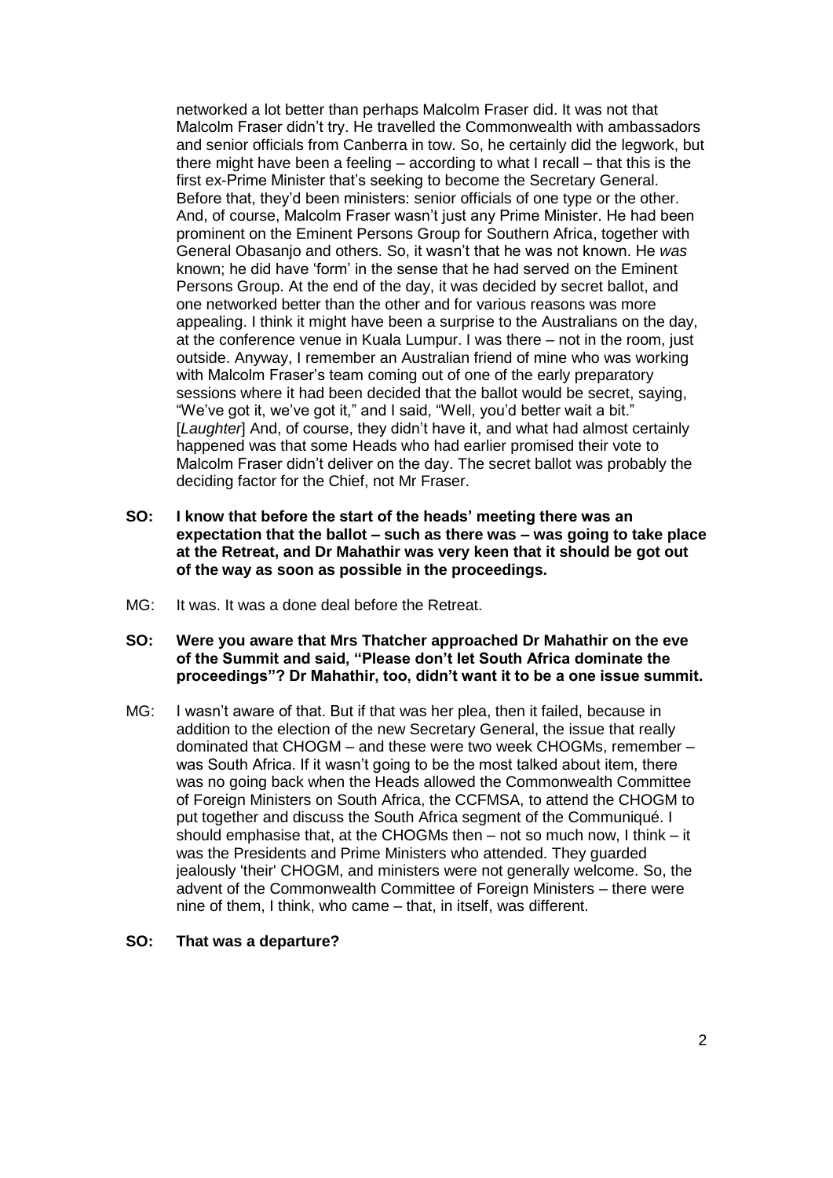networked a lot better than perhaps Malcolm Fraser did. It was not that Malcolm Fraser didn't try. He travelled the Commonwealth with ambassadors and senior officials from Canberra in tow. So, he certainly did the legwork, but there might have been a feeling – according to what I recall – that this is the first ex-Prime Minister that's seeking to become the Secretary General. Before that, they'd been ministers: senior officials of one type or the other. And, of course, Malcolm Fraser wasn't just any Prime Minister. He had been prominent on the Eminent Persons Group for Southern Africa, together with General Obasanjo and others. So, it wasn't that he was not known. He *was* known; he did have 'form' in the sense that he had served on the Eminent Persons Group. At the end of the day, it was decided by secret ballot, and one networked better than the other and for various reasons was more appealing. I think it might have been a surprise to the Australians on the day, at the conference venue in Kuala Lumpur. I was there – not in the room, just outside. Anyway, I remember an Australian friend of mine who was working with Malcolm Fraser's team coming out of one of the early preparatory sessions where it had been decided that the ballot would be secret, saying, "We've got it, we've got it," and I said, "Well, you'd better wait a bit." [*Laughter*] And, of course, they didn't have it, and what had almost certainly happened was that some Heads who had earlier promised their vote to Malcolm Fraser didn't deliver on the day. The secret ballot was probably the deciding factor for the Chief, not Mr Fraser.

**SO: I know that before the start of the heads' meeting there was an expectation that the ballot – such as there was – was going to take place at the Retreat, and Dr Mahathir was very keen that it should be got out of the way as soon as possible in the proceedings.**

MG: It was. It was a done deal before the Retreat.

**SO: Were you aware that Mrs Thatcher approached Dr Mahathir on the eve of the Summit and said, "Please don't let South Africa dominate the proceedings"? Dr Mahathir, too, didn't want it to be a one issue summit.**

MG: I wasn't aware of that. But if that was her plea, then it failed, because in addition to the election of the new Secretary General, the issue that really dominated that CHOGM – and these were two week CHOGMs, remember – was South Africa. If it wasn't going to be the most talked about item, there was no going back when the Heads allowed the Commonwealth Committee of Foreign Ministers on South Africa, the CCFMSA, to attend the CHOGM to put together and discuss the South Africa segment of the Communiqué. I should emphasise that, at the CHOGMs then – not so much now, I think – it was the Presidents and Prime Ministers who attended. They guarded jealously 'their' CHOGM, and ministers were not generally welcome. So, the advent of the Commonwealth Committee of Foreign Ministers – there were nine of them, I think, who came – that, in itself, was different.

**SO: That was a departure?**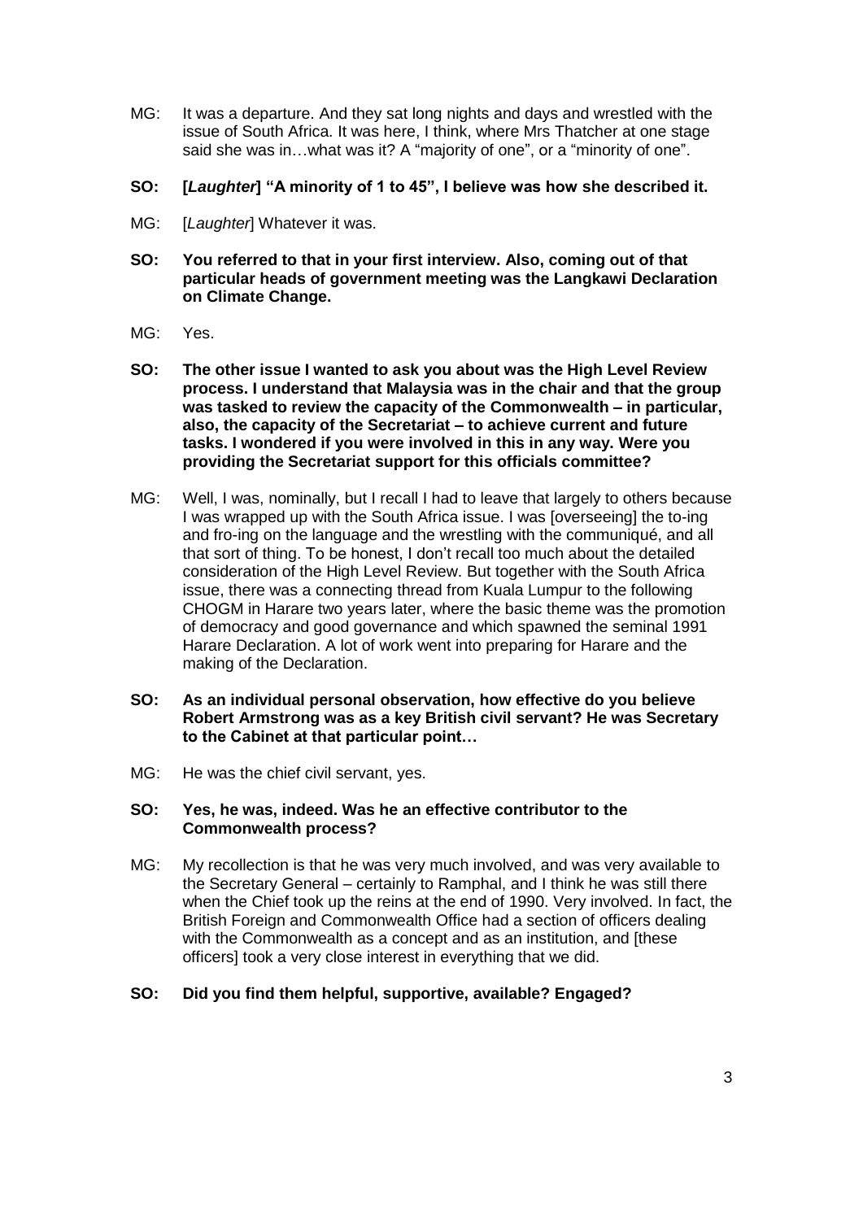MG: It was a departure. And they sat long nights and days and wrestled with the issue of South Africa. It was here, I think, where Mrs Thatcher at one stage said she was in…what was it? A "majority of one", or a "minority of one".

**SO: [*Laughter*] "A minority of 1 to 45", I believe was how she described it.**

MG: [*Laughter*] Whatever it was.

**SO: You referred to that in your first interview. Also, coming out of that particular heads of government meeting was the Langkawi Declaration on Climate Change.**

MG: Yes.

**SO: The other issue I wanted to ask you about was the High Level Review process. I understand that Malaysia was in the chair and that the group was tasked to review the capacity of the Commonwealth – in particular, also, the capacity of the Secretariat – to achieve current and future tasks. I wondered if you were involved in this in any way. Were you providing the Secretariat support for this officials committee?**

MG: Well, I was, nominally, but I recall I had to leave that largely to others because I was wrapped up with the South Africa issue. I was [overseeing] the to-ing and fro-ing on the language and the wrestling with the communiqué, and all that sort of thing. To be honest, I don't recall too much about the detailed consideration of the High Level Review. But together with the South Africa issue, there was a connecting thread from Kuala Lumpur to the following CHOGM in Harare two years later, where the basic theme was the promotion of democracy and good governance and which spawned the seminal 1991 Harare Declaration. A lot of work went into preparing for Harare and the making of the Declaration.

**SO: As an individual personal observation, how effective do you believe Robert Armstrong was as a key British civil servant? He was Secretary to the Cabinet at that particular point…**

MG: He was the chief civil servant, yes.

**SO: Yes, he was, indeed. Was he an effective contributor to the Commonwealth process?**

MG: My recollection is that he was very much involved, and was very available to the Secretary General – certainly to Ramphal, and I think he was still there when the Chief took up the reins at the end of 1990. Very involved. In fact, the British Foreign and Commonwealth Office had a section of officers dealing with the Commonwealth as a concept and as an institution, and [these officers] took a very close interest in everything that we did.

**SO: Did you find them helpful, supportive, available? Engaged?**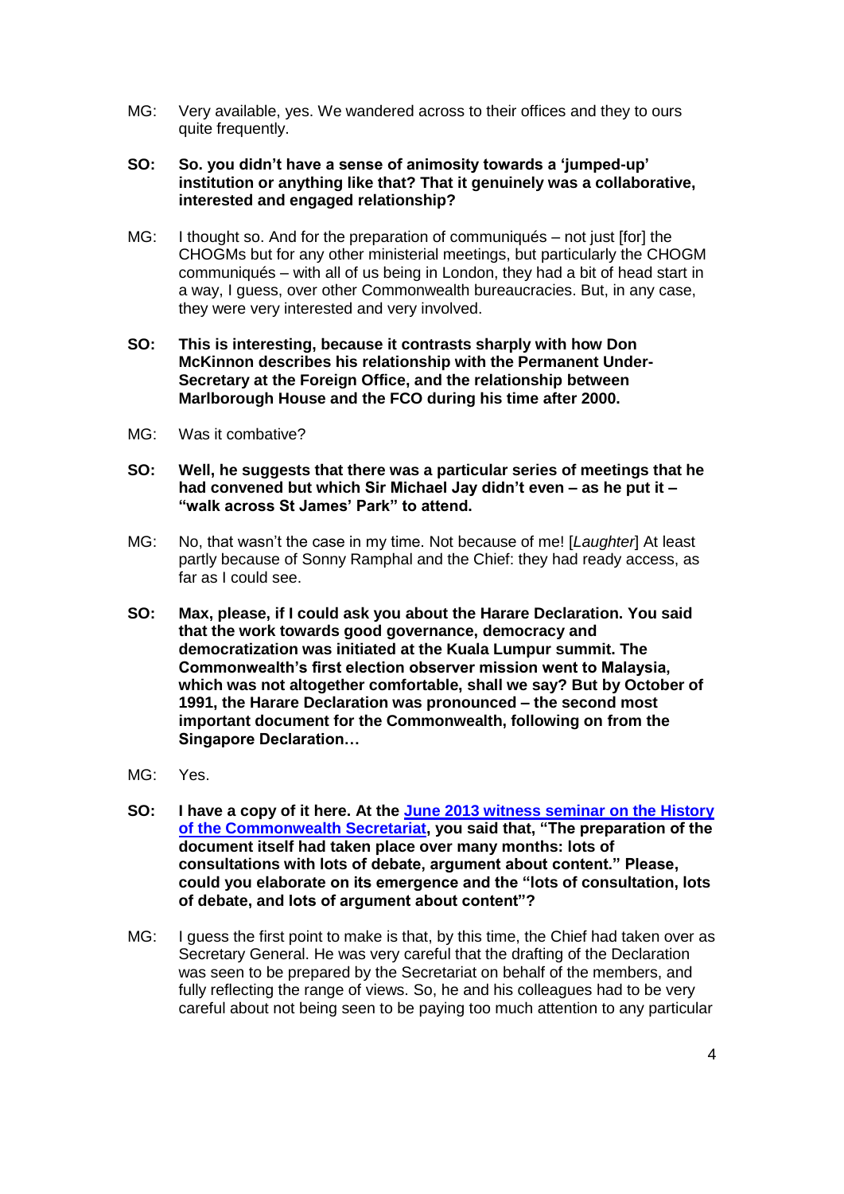MG: Very available, yes. We wandered across to their offices and they to ours quite frequently.

**SO: So. you didn't have a sense of animosity towards a 'jumped-up' institution or anything like that? That it genuinely was a collaborative, interested and engaged relationship?**

MG: I thought so. And for the preparation of communiqués – not just [for] the CHOGMs but for any other ministerial meetings, but particularly the CHOGM communiqués – with all of us being in London, they had a bit of head start in a way, I guess, over other Commonwealth bureaucracies. But, in any case, they were very interested and very involved.

**SO: This is interesting, because it contrasts sharply with how Don McKinnon describes his relationship with the Permanent Under-Secretary at the Foreign Office, and the relationship between Marlborough House and the FCO during his time after 2000.**

MG: Was it combative?

**SO: Well, he suggests that there was a particular series of meetings that he had convened but which Sir Michael Jay didn't even – as he put it – "walk across St James' Park" to attend.**

MG: No, that wasn't the case in my time. Not because of me! [*Laughter*] At least partly because of Sonny Ramphal and the Chief: they had ready access, as far as I could see.

**SO: Max, please, if I could ask you about the Harare Declaration. You said that the work towards good governance, democracy and democratization was initiated at the Kuala Lumpur summit. The Commonwealth's first election observer mission went to Malaysia, which was not altogether comfortable, shall we say? But by October of 1991, the Harare Declaration was pronounced – the second most important document for the Commonwealth, following on from the Singapore Declaration…**

MG: Yes.

**SO: I have a copy of it here. At the [June 2013 witness seminar on the History of the Commonwealth Secretariat](), you said that, "The preparation of the document itself had taken place over many months: lots of consultations with lots of debate, argument about content." Please, could you elaborate on its emergence and the "lots of consultation, lots of debate, and lots of argument about content"?**

MG: I guess the first point to make is that, by this time, the Chief had taken over as Secretary General. He was very careful that the drafting of the Declaration was seen to be prepared by the Secretariat on behalf of the members, and fully reflecting the range of views. So, he and his colleagues had to be very careful about not being seen to be paying too much attention to any particular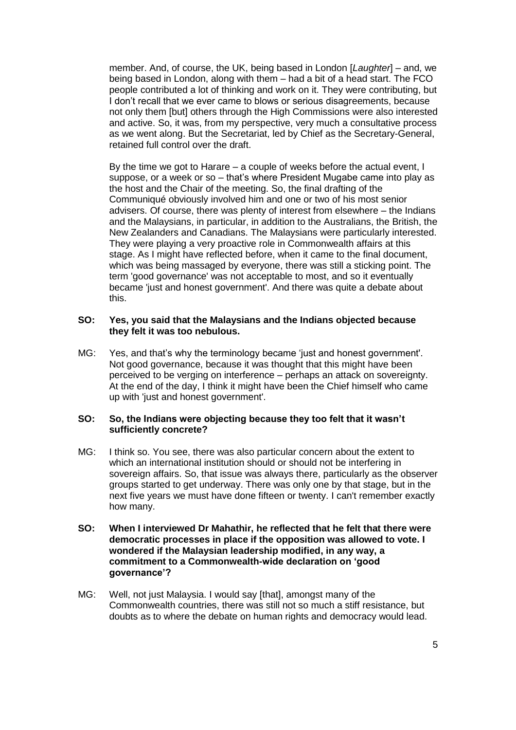member. And, of course, the UK, being based in London [*Laughter*] – and, we being based in London, along with them – had a bit of a head start. The FCO people contributed a lot of thinking and work on it. They were contributing, but I don't recall that we ever came to blows or serious disagreements, because not only them [but] others through the High Commissions were also interested and active. So, it was, from my perspective, very much a consultative process as we went along. But the Secretariat, led by Chief as the Secretary-General, retained full control over the draft.

By the time we got to Harare – a couple of weeks before the actual event, I suppose, or a week or so – that's where President Mugabe came into play as the host and the Chair of the meeting. So, the final drafting of the Communiqué obviously involved him and one or two of his most senior advisers. Of course, there was plenty of interest from elsewhere – the Indians and the Malaysians, in particular, in addition to the Australians, the British, the New Zealanders and Canadians. The Malaysians were particularly interested. They were playing a very proactive role in Commonwealth affairs at this stage. As I might have reflected before, when it came to the final document, which was being massaged by everyone, there was still a sticking point. The term 'good governance' was not acceptable to most, and so it eventually became 'just and honest government'. And there was quite a debate about this.

**SO: Yes, you said that the Malaysians and the Indians objected because they felt it was too nebulous.**

MG: Yes, and that's why the terminology became 'just and honest government'. Not good governance, because it was thought that this might have been perceived to be verging on interference – perhaps an attack on sovereignty. At the end of the day, I think it might have been the Chief himself who came up with 'just and honest government'.

**SO: So, the Indians were objecting because they too felt that it wasn't sufficiently concrete?**

MG: I think so. You see, there was also particular concern about the extent to which an international institution should or should not be interfering in sovereign affairs. So, that issue was always there, particularly as the observer groups started to get underway. There was only one by that stage, but in the next five years we must have done fifteen or twenty. I can't remember exactly how many.

**SO: When I interviewed Dr Mahathir, he reflected that he felt that there were democratic processes in place if the opposition was allowed to vote. I wondered if the Malaysian leadership modified, in any way, a commitment to a Commonwealth-wide declaration on 'good governance'?**

MG: Well, not just Malaysia. I would say [that], amongst many of the Commonwealth countries, there was still not so much a stiff resistance, but doubts as to where the debate on human rights and democracy would lead.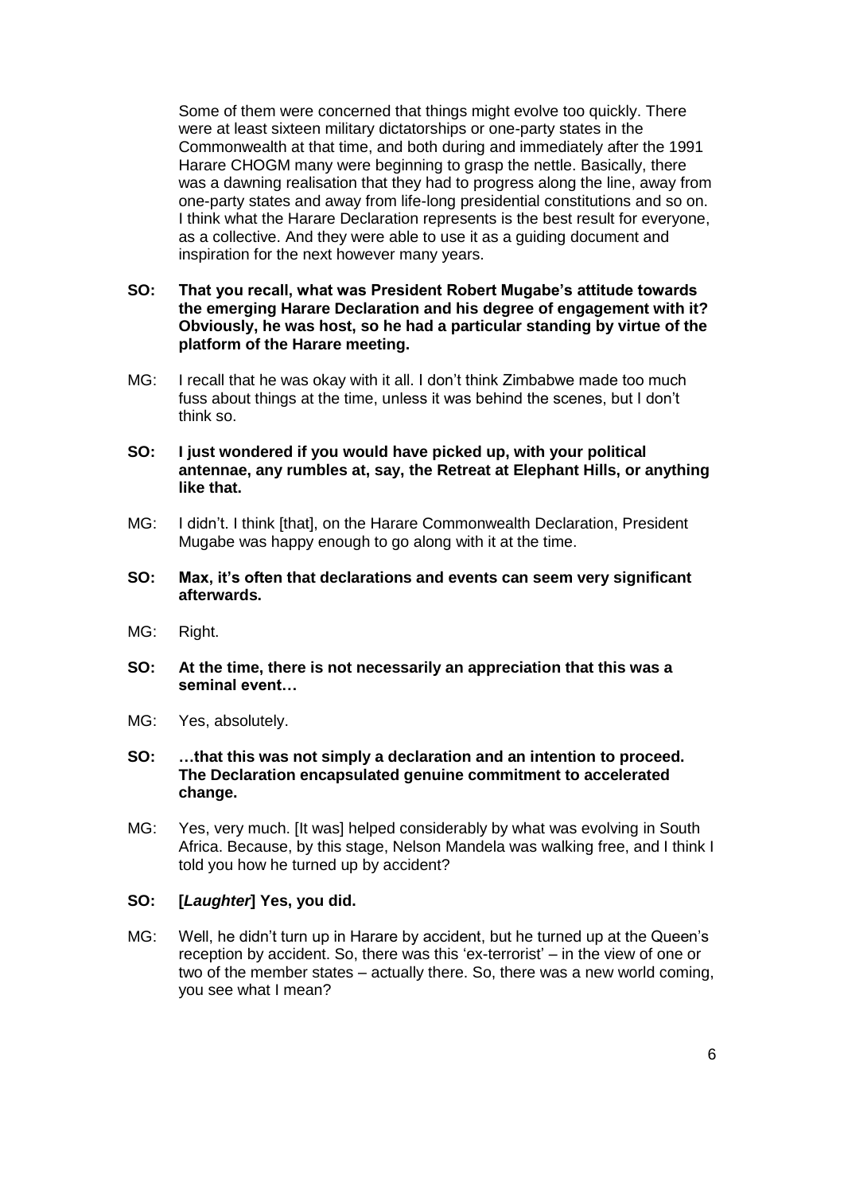Some of them were concerned that things might evolve too quickly. There were at least sixteen military dictatorships or one-party states in the Commonwealth at that time, and both during and immediately after the 1991 Harare CHOGM many were beginning to grasp the nettle. Basically, there was a dawning realisation that they had to progress along the line, away from one-party states and away from life-long presidential constitutions and so on. I think what the Harare Declaration represents is the best result for everyone, as a collective. And they were able to use it as a guiding document and inspiration for the next however many years.

**SO: That you recall, what was President Robert Mugabe's attitude towards the emerging Harare Declaration and his degree of engagement with it? Obviously, he was host, so he had a particular standing by virtue of the platform of the Harare meeting.**

MG: I recall that he was okay with it all. I don't think Zimbabwe made too much fuss about things at the time, unless it was behind the scenes, but I don't think so.

**SO: I just wondered if you would have picked up, with your political antennae, any rumbles at, say, the Retreat at Elephant Hills, or anything like that.**

MG: I didn't. I think [that], on the Harare Commonwealth Declaration, President Mugabe was happy enough to go along with it at the time.

**SO: Max, it's often that declarations and events can seem very significant afterwards.**

MG: Right.

**SO: At the time, there is not necessarily an appreciation that this was a seminal event…**

MG: Yes, absolutely.

**SO: …that this was not simply a declaration and an intention to proceed. The Declaration encapsulated genuine commitment to accelerated change.**

MG: Yes, very much. [It was] helped considerably by what was evolving in South Africa. Because, by this stage, Nelson Mandela was walking free, and I think I told you how he turned up by accident?

**SO: [*Laughter*] Yes, you did.**

MG: Well, he didn't turn up in Harare by accident, but he turned up at the Queen's reception by accident. So, there was this 'ex-terrorist' – in the view of one or two of the member states – actually there. So, there was a new world coming, you see what I mean?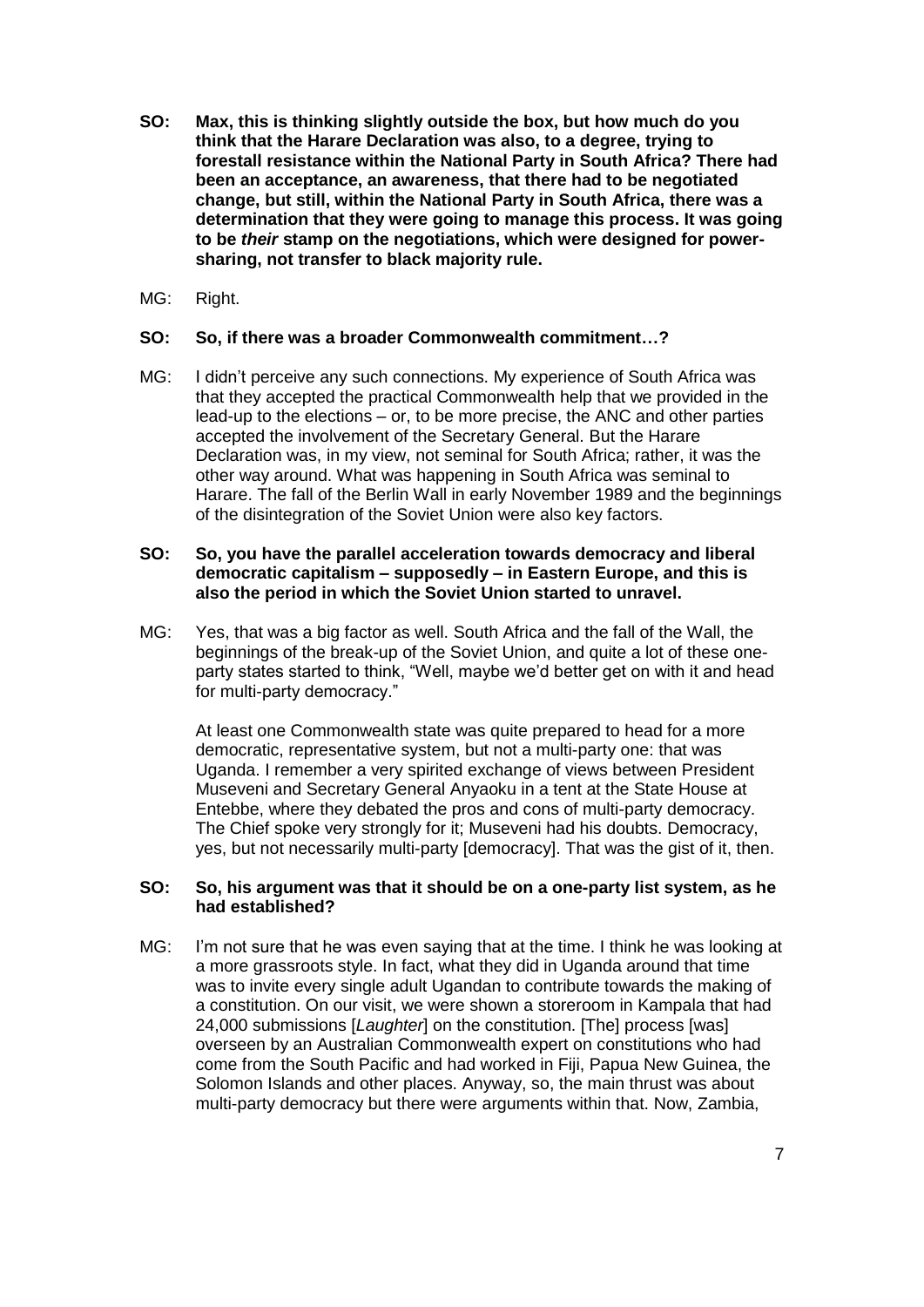**SO: Max, this is thinking slightly outside the box, but how much do you think that the Harare Declaration was also, to a degree, trying to forestall resistance within the National Party in South Africa? There had been an acceptance, an awareness, that there had to be negotiated change, but still, within the National Party in South Africa, there was a determination that they were going to manage this process. It was going to be *their* stamp on the negotiations, which were designed for power-sharing, not transfer to black majority rule.**

MG: Right.

**SO: So, if there was a broader Commonwealth commitment…?**

MG: I didn't perceive any such connections. My experience of South Africa was that they accepted the practical Commonwealth help that we provided in the lead-up to the elections – or, to be more precise, the ANC and other parties accepted the involvement of the Secretary General. But the Harare Declaration was, in my view, not seminal for South Africa; rather, it was the other way around. What was happening in South Africa was seminal to Harare. The fall of the Berlin Wall in early November 1989 and the beginnings of the disintegration of the Soviet Union were also key factors.

**SO: So, you have the parallel acceleration towards democracy and liberal democratic capitalism – supposedly – in Eastern Europe, and this is also the period in which the Soviet Union started to unravel.**

MG: Yes, that was a big factor as well. South Africa and the fall of the Wall, the beginnings of the break-up of the Soviet Union, and quite a lot of these one-party states started to think, "Well, maybe we'd better get on with it and head for multi-party democracy."

At least one Commonwealth state was quite prepared to head for a more democratic, representative system, but not a multi-party one: that was Uganda. I remember a very spirited exchange of views between President Museveni and Secretary General Anyaoku in a tent at the State House at Entebbe, where they debated the pros and cons of multi-party democracy. The Chief spoke very strongly for it; Museveni had his doubts. Democracy, yes, but not necessarily multi-party [democracy]. That was the gist of it, then.

**SO: So, his argument was that it should be on a one-party list system, as he had established?**

MG: I'm not sure that he was even saying that at the time. I think he was looking at a more grassroots style. In fact, what they did in Uganda around that time was to invite every single adult Ugandan to contribute towards the making of a constitution. On our visit, we were shown a storeroom in Kampala that had 24,000 submissions [*Laughter*] on the constitution. [The] process [was] overseen by an Australian Commonwealth expert on constitutions who had come from the South Pacific and had worked in Fiji, Papua New Guinea, the Solomon Islands and other places. Anyway, so, the main thrust was about multi-party democracy but there were arguments within that. Now, Zambia,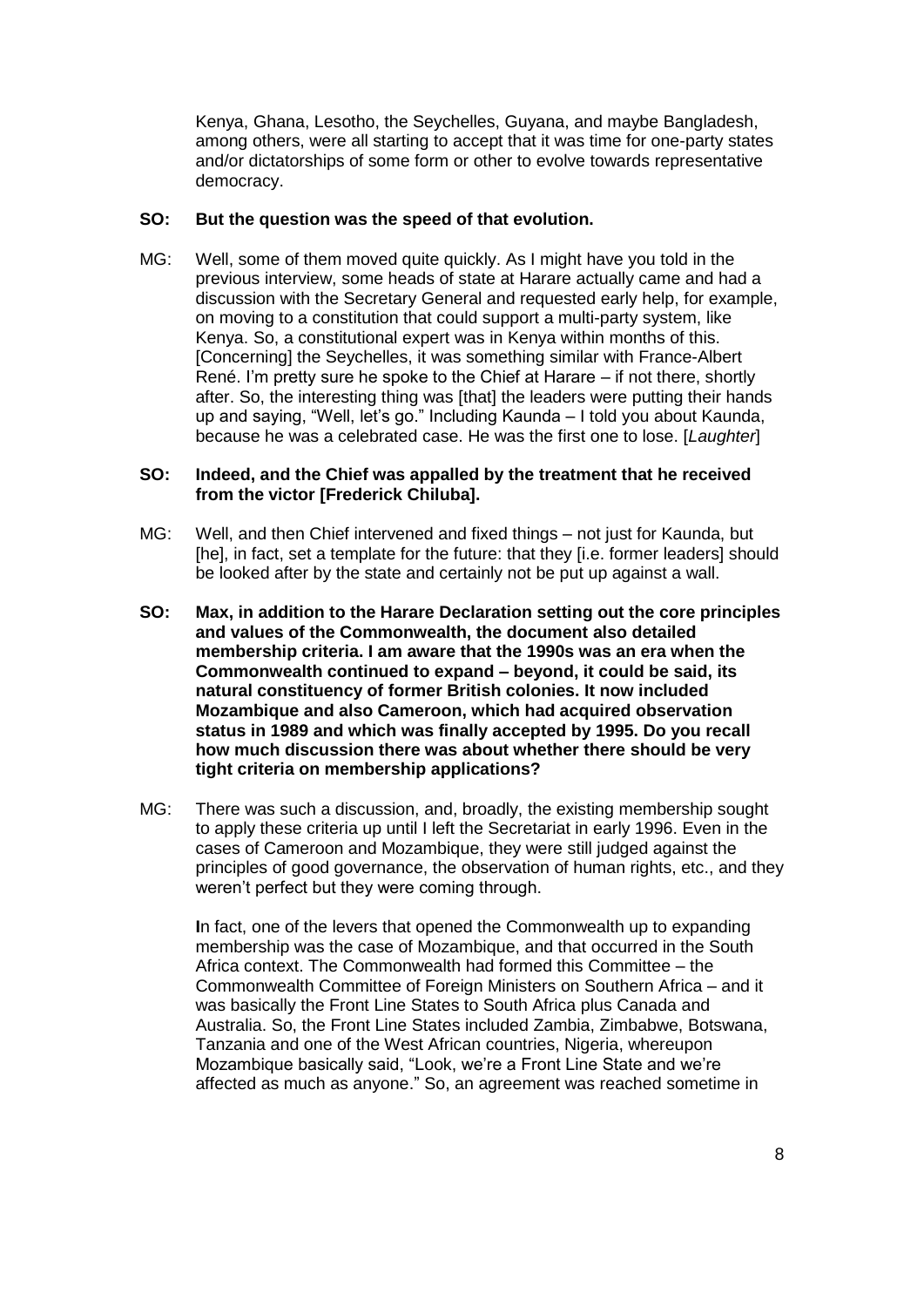Kenya, Ghana, Lesotho, the Seychelles, Guyana, and maybe Bangladesh, among others, were all starting to accept that it was time for one-party states and/or dictatorships of some form or other to evolve towards representative democracy.

**SO: But the question was the speed of that evolution.**

MG: Well, some of them moved quite quickly. As I might have you told in the previous interview, some heads of state at Harare actually came and had a discussion with the Secretary General and requested early help, for example, on moving to a constitution that could support a multi-party system, like Kenya. So, a constitutional expert was in Kenya within months of this. [Concerning] the Seychelles, it was something similar with France-Albert René. I'm pretty sure he spoke to the Chief at Harare – if not there, shortly after. So, the interesting thing was [that] the leaders were putting their hands up and saying, "Well, let's go." Including Kaunda – I told you about Kaunda, because he was a celebrated case. He was the first one to lose. [*Laughter*]

**SO: Indeed, and the Chief was appalled by the treatment that he received from the victor [Frederick Chiluba].**

MG: Well, and then Chief intervened and fixed things – not just for Kaunda, but [he], in fact, set a template for the future: that they [i.e. former leaders] should be looked after by the state and certainly not be put up against a wall.

**SO: Max, in addition to the Harare Declaration setting out the core principles and values of the Commonwealth, the document also detailed membership criteria. I am aware that the 1990s was an era when the Commonwealth continued to expand – beyond, it could be said, its natural constituency of former British colonies. It now included Mozambique and also Cameroon, which had acquired observation status in 1989 and which was finally accepted by 1995. Do you recall how much discussion there was about whether there should be very tight criteria on membership applications?**

MG: There was such a discussion, and, broadly, the existing membership sought to apply these criteria up until I left the Secretariat in early 1996. Even in the cases of Cameroon and Mozambique, they were still judged against the principles of good governance, the observation of human rights, etc., and they weren't perfect but they were coming through.

In fact, one of the levers that opened the Commonwealth up to expanding membership was the case of Mozambique, and that occurred in the South Africa context. The Commonwealth had formed this Committee – the Commonwealth Committee of Foreign Ministers on Southern Africa – and it was basically the Front Line States to South Africa plus Canada and Australia. So, the Front Line States included Zambia, Zimbabwe, Botswana, Tanzania and one of the West African countries, Nigeria, whereupon Mozambique basically said, "Look, we're a Front Line State and we're affected as much as anyone." So, an agreement was reached sometime in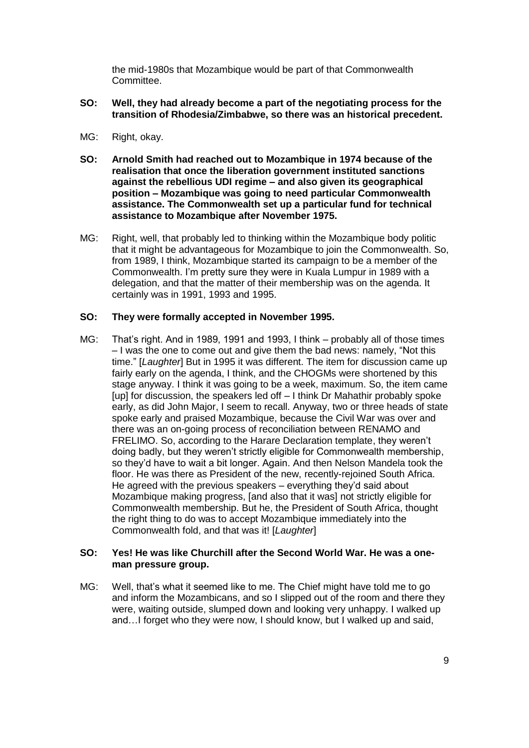the mid-1980s that Mozambique would be part of that Commonwealth Committee.

**SO: Well, they had already become a part of the negotiating process for the transition of Rhodesia/Zimbabwe, so there was an historical precedent.**

MG: Right, okay.

**SO: Arnold Smith had reached out to Mozambique in 1974 because of the realisation that once the liberation government instituted sanctions against the rebellious UDI regime – and also given its geographical position – Mozambique was going to need particular Commonwealth assistance. The Commonwealth set up a particular fund for technical assistance to Mozambique after November 1975.**

MG: Right, well, that probably led to thinking within the Mozambique body politic that it might be advantageous for Mozambique to join the Commonwealth. So, from 1989, I think, Mozambique started its campaign to be a member of the Commonwealth. I'm pretty sure they were in Kuala Lumpur in 1989 with a delegation, and that the matter of their membership was on the agenda. It certainly was in 1991, 1993 and 1995.

**SO: They were formally accepted in November 1995.**

MG: That's right. And in 1989, 1991 and 1993, I think – probably all of those times – I was the one to come out and give them the bad news: namely, "Not this time." [*Laughter*] But in 1995 it was different. The item for discussion came up fairly early on the agenda, I think, and the CHOGMs were shortened by this stage anyway. I think it was going to be a week, maximum. So, the item came [up] for discussion, the speakers led off – I think Dr Mahathir probably spoke early, as did John Major, I seem to recall. Anyway, two or three heads of state spoke early and praised Mozambique, because the Civil War was over and there was an on-going process of reconciliation between RENAMO and FRELIMO. So, according to the Harare Declaration template, they weren't doing badly, but they weren't strictly eligible for Commonwealth membership, so they'd have to wait a bit longer. Again. And then Nelson Mandela took the floor. He was there as President of the new, recently-rejoined South Africa. He agreed with the previous speakers – everything they'd said about Mozambique making progress, [and also that it was] not strictly eligible for Commonwealth membership. But he, the President of South Africa, thought the right thing to do was to accept Mozambique immediately into the Commonwealth fold, and that was it! [*Laughter*]

**SO: Yes! He was like Churchill after the Second World War. He was a one-man pressure group.**

MG: Well, that's what it seemed like to me. The Chief might have told me to go and inform the Mozambicans, and so I slipped out of the room and there they were, waiting outside, slumped down and looking very unhappy. I walked up and…I forget who they were now, I should know, but I walked up and said,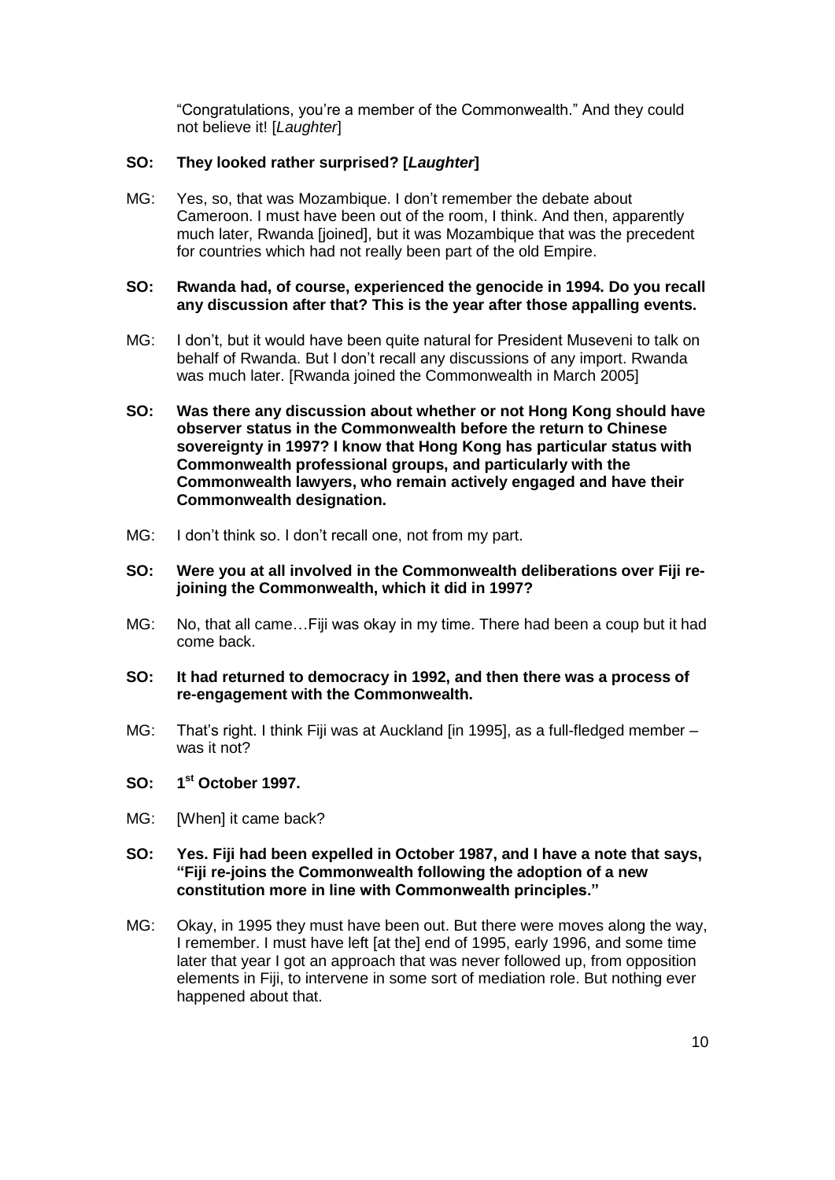"Congratulations, you're a member of the Commonwealth." And they could not believe it! [*Laughter*]

**SO: They looked rather surprised? [*Laughter*]**

MG: Yes, so, that was Mozambique. I don't remember the debate about Cameroon. I must have been out of the room, I think. And then, apparently much later, Rwanda [joined], but it was Mozambique that was the precedent for countries which had not really been part of the old Empire.

**SO: Rwanda had, of course, experienced the genocide in 1994. Do you recall any discussion after that? This is the year after those appalling events.**

MG: I don't, but it would have been quite natural for President Museveni to talk on behalf of Rwanda. But I don't recall any discussions of any import. Rwanda was much later. [Rwanda joined the Commonwealth in March 2005]

**SO: Was there any discussion about whether or not Hong Kong should have observer status in the Commonwealth before the return to Chinese sovereignty in 1997? I know that Hong Kong has particular status with Commonwealth professional groups, and particularly with the Commonwealth lawyers, who remain actively engaged and have their Commonwealth designation.**

MG: I don't think so. I don't recall one, not from my part.

**SO: Were you at all involved in the Commonwealth deliberations over Fiji re-joining the Commonwealth, which it did in 1997?**

MG: No, that all came…Fiji was okay in my time. There had been a coup but it had come back.

**SO: It had returned to democracy in 1992, and then there was a process of re-engagement with the Commonwealth.**

MG: That's right. I think Fiji was at Auckland [in 1995], as a full-fledged member – was it not?

**SO: 1st October 1997.**

MG: [When] it came back?

**SO: Yes. Fiji had been expelled in October 1987, and I have a note that says, "Fiji re-joins the Commonwealth following the adoption of a new constitution more in line with Commonwealth principles."**

MG: Okay, in 1995 they must have been out. But there were moves along the way, I remember. I must have left [at the] end of 1995, early 1996, and some time later that year I got an approach that was never followed up, from opposition elements in Fiji, to intervene in some sort of mediation role. But nothing ever happened about that.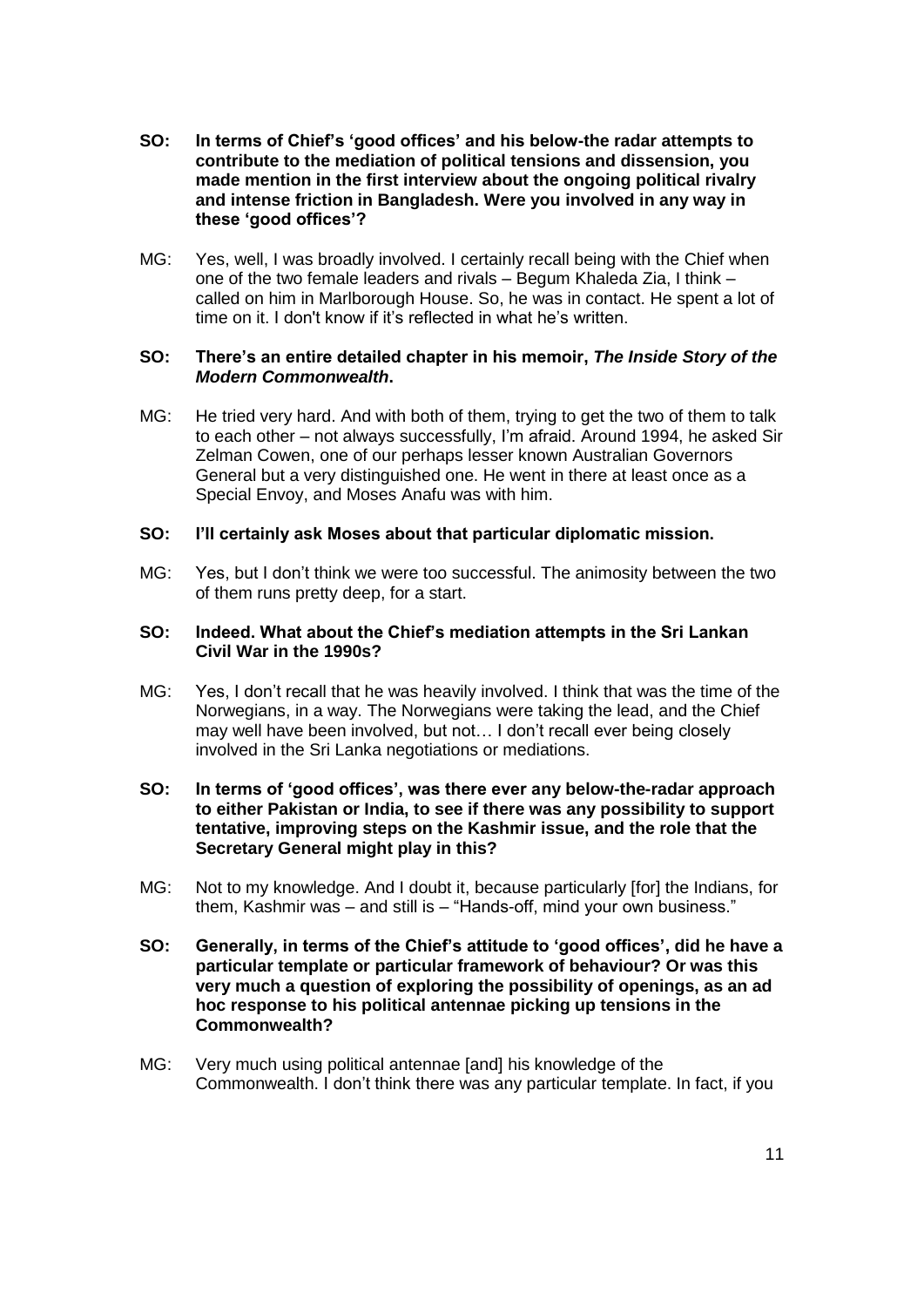**SO: In terms of Chief's 'good offices' and his below-the radar attempts to contribute to the mediation of political tensions and dissension, you made mention in the first interview about the ongoing political rivalry and intense friction in Bangladesh. Were you involved in any way in these 'good offices'?**

MG: Yes, well, I was broadly involved. I certainly recall being with the Chief when one of the two female leaders and rivals – Begum Khaleda Zia, I think – called on him in Marlborough House. So, he was in contact. He spent a lot of time on it. I don't know if it's reflected in what he's written.

**SO: There's an entire detailed chapter in his memoir, *The Inside Story of the Modern Commonwealth*.**

MG: He tried very hard. And with both of them, trying to get the two of them to talk to each other – not always successfully, I'm afraid. Around 1994, he asked Sir Zelman Cowen, one of our perhaps lesser known Australian Governors General but a very distinguished one. He went in there at least once as a Special Envoy, and Moses Anafu was with him.

**SO: I'll certainly ask Moses about that particular diplomatic mission.**

MG: Yes, but I don't think we were too successful. The animosity between the two of them runs pretty deep, for a start.

**SO: Indeed. What about the Chief's mediation attempts in the Sri Lankan Civil War in the 1990s?**

MG: Yes, I don't recall that he was heavily involved. I think that was the time of the Norwegians, in a way. The Norwegians were taking the lead, and the Chief may well have been involved, but not… I don't recall ever being closely involved in the Sri Lanka negotiations or mediations.

**SO: In terms of 'good offices', was there ever any below-the-radar approach to either Pakistan or India, to see if there was any possibility to support tentative, improving steps on the Kashmir issue, and the role that the Secretary General might play in this?**

MG: Not to my knowledge. And I doubt it, because particularly [for] the Indians, for them, Kashmir was – and still is – "Hands-off, mind your own business."

**SO: Generally, in terms of the Chief's attitude to 'good offices', did he have a particular template or particular framework of behaviour? Or was this very much a question of exploring the possibility of openings, as an ad hoc response to his political antennae picking up tensions in the Commonwealth?**

MG: Very much using political antennae [and] his knowledge of the Commonwealth. I don't think there was any particular template. In fact, if you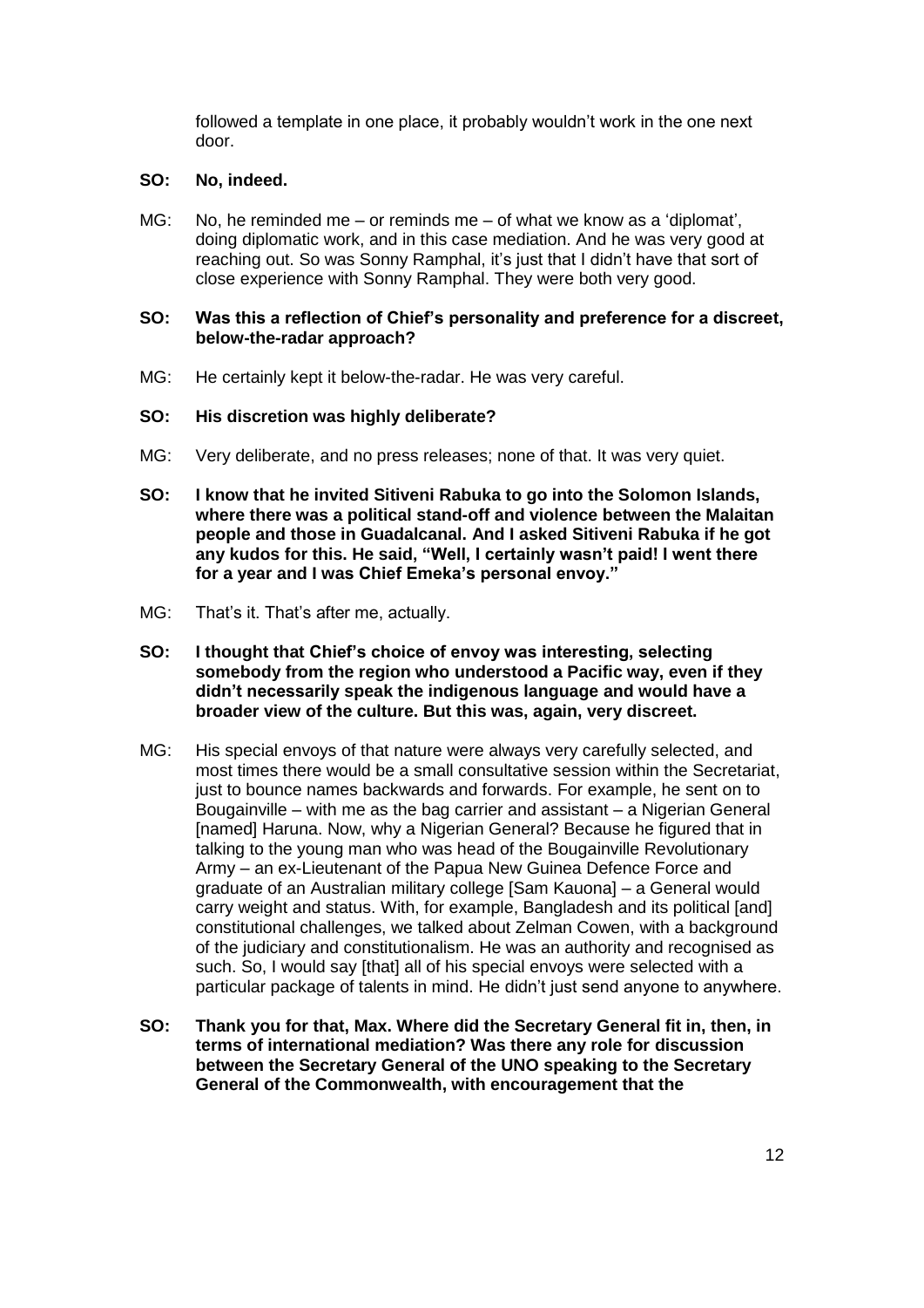followed a template in one place, it probably wouldn't work in the one next door.

**SO: No, indeed.**

MG: No, he reminded me – or reminds me – of what we know as a 'diplomat', doing diplomatic work, and in this case mediation. And he was very good at reaching out. So was Sonny Ramphal, it's just that I didn't have that sort of close experience with Sonny Ramphal. They were both very good.

**SO: Was this a reflection of Chief's personality and preference for a discreet, below-the-radar approach?**

MG: He certainly kept it below-the-radar. He was very careful.

**SO: His discretion was highly deliberate?**

MG: Very deliberate, and no press releases; none of that. It was very quiet.

**SO: I know that he invited Sitiveni Rabuka to go into the Solomon Islands, where there was a political stand-off and violence between the Malaitan people and those in Guadalcanal. And I asked Sitiveni Rabuka if he got any kudos for this. He said, "Well, I certainly wasn't paid! I went there for a year and I was Chief Emeka's personal envoy."**

MG: That's it. That's after me, actually.

**SO: I thought that Chief's choice of envoy was interesting, selecting somebody from the region who understood a Pacific way, even if they didn't necessarily speak the indigenous language and would have a broader view of the culture. But this was, again, very discreet.**

MG: His special envoys of that nature were always very carefully selected, and most times there would be a small consultative session within the Secretariat, just to bounce names backwards and forwards. For example, he sent on to Bougainville – with me as the bag carrier and assistant – a Nigerian General [named] Haruna. Now, why a Nigerian General? Because he figured that in talking to the young man who was head of the Bougainville Revolutionary Army – an ex-Lieutenant of the Papua New Guinea Defence Force and graduate of an Australian military college [Sam Kauona] – a General would carry weight and status. With, for example, Bangladesh and its political [and] constitutional challenges, we talked about Zelman Cowen, with a background of the judiciary and constitutionalism. He was an authority and recognised as such. So, I would say [that] all of his special envoys were selected with a particular package of talents in mind. He didn't just send anyone to anywhere.

**SO: Thank you for that, Max. Where did the Secretary General fit in, then, in terms of international mediation? Was there any role for discussion between the Secretary General of the UNO speaking to the Secretary General of the Commonwealth, with encouragement that the**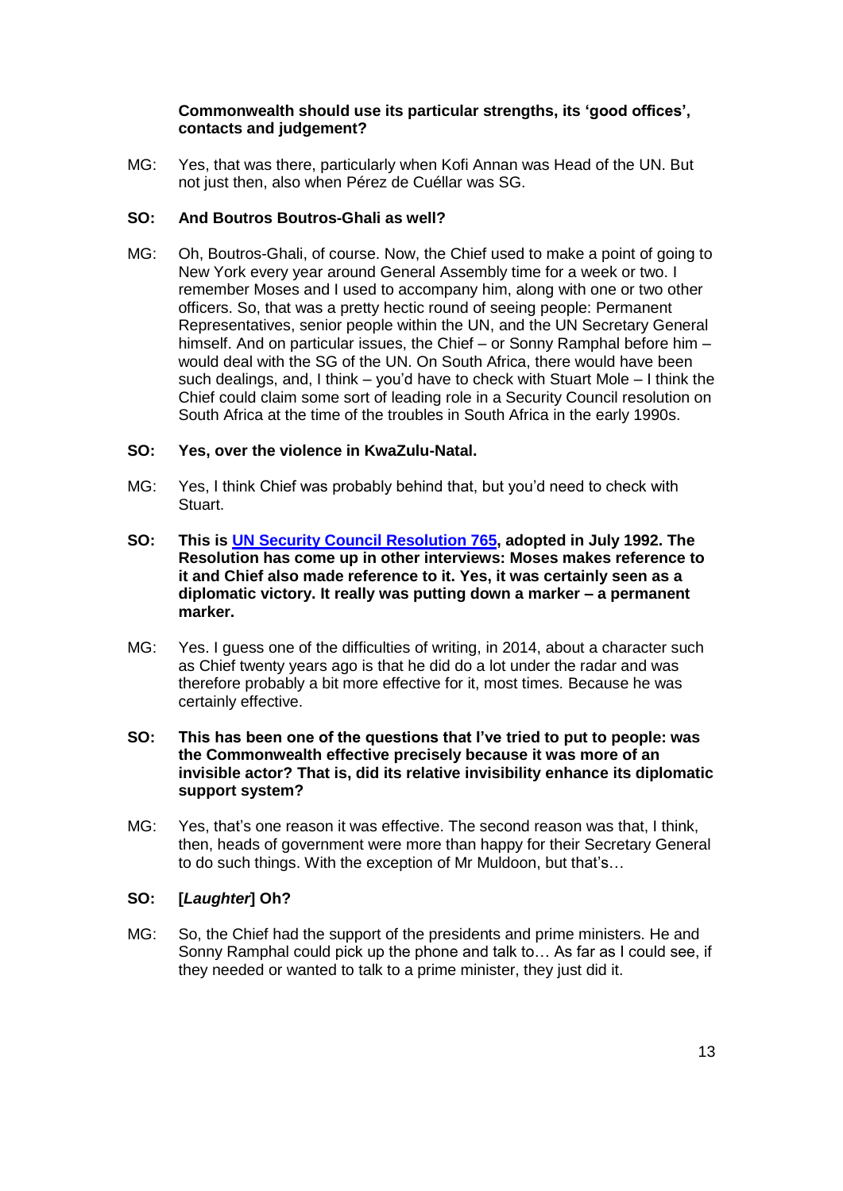**Commonwealth should use its particular strengths, its 'good offices', contacts and judgement?**

MG: Yes, that was there, particularly when Kofi Annan was Head of the UN. But not just then, also when Pérez de Cuéllar was SG.

**SO: And Boutros Boutros-Ghali as well?**

MG: Oh, Boutros-Ghali, of course. Now, the Chief used to make a point of going to New York every year around General Assembly time for a week or two. I remember Moses and I used to accompany him, along with one or two other officers. So, that was a pretty hectic round of seeing people: Permanent Representatives, senior people within the UN, and the UN Secretary General himself. And on particular issues, the Chief – or Sonny Ramphal before him – would deal with the SG of the UN. On South Africa, there would have been such dealings, and, I think – you'd have to check with Stuart Mole – I think the Chief could claim some sort of leading role in a Security Council resolution on South Africa at the time of the troubles in South Africa in the early 1990s.

**SO: Yes, over the violence in KwaZulu-Natal.**

MG: Yes, I think Chief was probably behind that, but you'd need to check with Stuart.

**SO: This is UN Security Council Resolution 765, adopted in July 1992. The Resolution has come up in other interviews: Moses makes reference to it and Chief also made reference to it. Yes, it was certainly seen as a diplomatic victory. It really was putting down a marker – a permanent marker.**

MG: Yes. I guess one of the difficulties of writing, in 2014, about a character such as Chief twenty years ago is that he did do a lot under the radar and was therefore probably a bit more effective for it, most times. Because he was certainly effective.

**SO: This has been one of the questions that I've tried to put to people: was the Commonwealth effective precisely because it was more of an invisible actor? That is, did its relative invisibility enhance its diplomatic support system?**

MG: Yes, that's one reason it was effective. The second reason was that, I think, then, heads of government were more than happy for their Secretary General to do such things. With the exception of Mr Muldoon, but that's…

**SO: [*Laughter*] Oh?**

MG: So, the Chief had the support of the presidents and prime ministers. He and Sonny Ramphal could pick up the phone and talk to… As far as I could see, if they needed or wanted to talk to a prime minister, they just did it.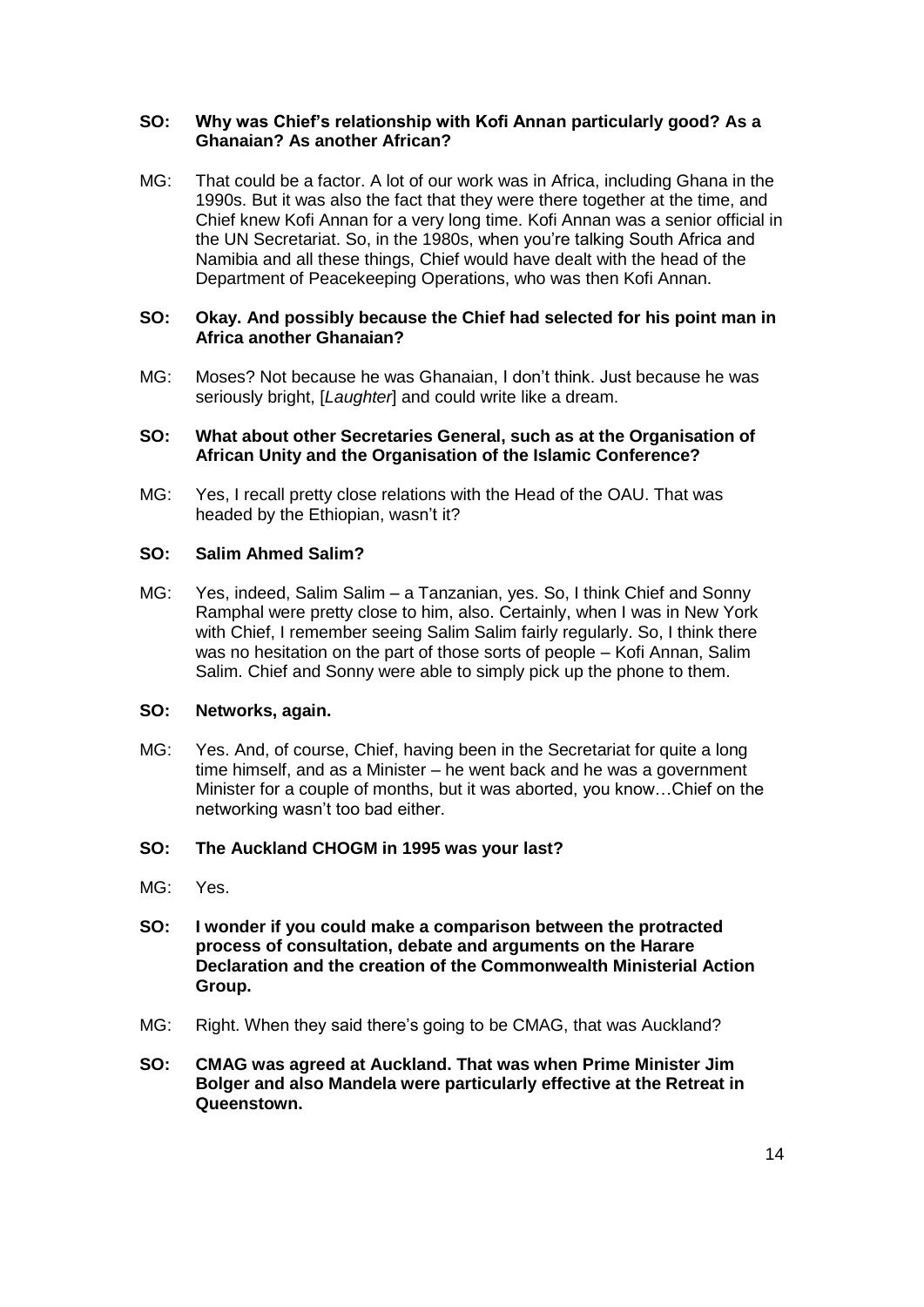**SO: Why was Chief's relationship with Kofi Annan particularly good? As a Ghanaian? As another African?**

MG: That could be a factor. A lot of our work was in Africa, including Ghana in the 1990s. But it was also the fact that they were there together at the time, and Chief knew Kofi Annan for a very long time. Kofi Annan was a senior official in the UN Secretariat. So, in the 1980s, when you're talking South Africa and Namibia and all these things, Chief would have dealt with the head of the Department of Peacekeeping Operations, who was then Kofi Annan.

**SO: Okay. And possibly because the Chief had selected for his point man in Africa another Ghanaian?**

MG: Moses? Not because he was Ghanaian, I don't think. Just because he was seriously bright, [*Laughter*] and could write like a dream.

**SO: What about other Secretaries General, such as at the Organisation of African Unity and the Organisation of the Islamic Conference?**

MG: Yes, I recall pretty close relations with the Head of the OAU. That was headed by the Ethiopian, wasn't it?

**SO: Salim Ahmed Salim?**

MG: Yes, indeed, Salim Salim – a Tanzanian, yes. So, I think Chief and Sonny Ramphal were pretty close to him, also. Certainly, when I was in New York with Chief, I remember seeing Salim Salim fairly regularly. So, I think there was no hesitation on the part of those sorts of people – Kofi Annan, Salim Salim. Chief and Sonny were able to simply pick up the phone to them.

**SO: Networks, again.**

MG: Yes. And, of course, Chief, having been in the Secretariat for quite a long time himself, and as a Minister – he went back and he was a government Minister for a couple of months, but it was aborted, you know…Chief on the networking wasn't too bad either.

**SO: The Auckland CHOGM in 1995 was your last?**

MG: Yes.

**SO: I wonder if you could make a comparison between the protracted process of consultation, debate and arguments on the Harare Declaration and the creation of the Commonwealth Ministerial Action Group.**

MG: Right. When they said there's going to be CMAG, that was Auckland?

**SO: CMAG was agreed at Auckland. That was when Prime Minister Jim Bolger and also Mandela were particularly effective at the Retreat in Queenstown.**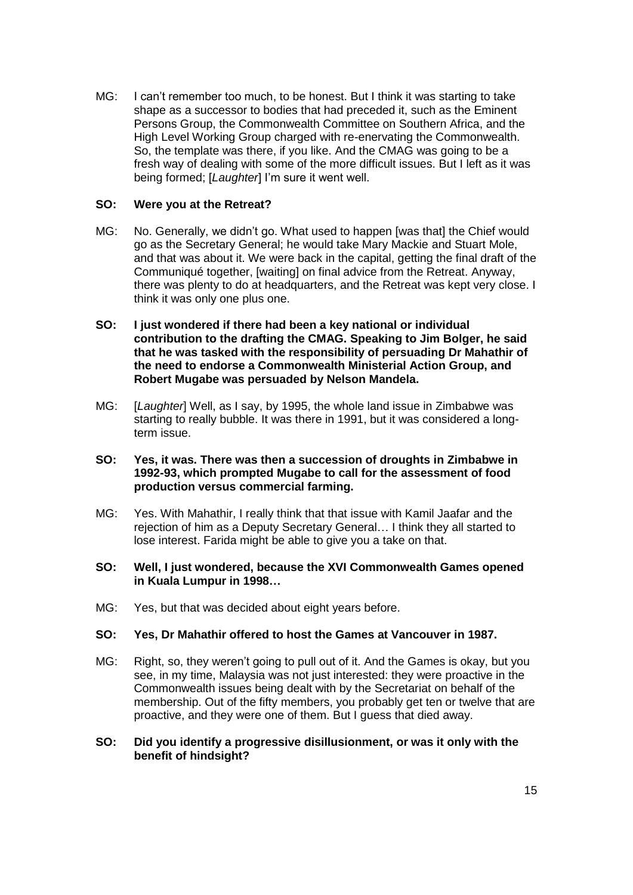MG: I can't remember too much, to be honest. But I think it was starting to take shape as a successor to bodies that had preceded it, such as the Eminent Persons Group, the Commonwealth Committee on Southern Africa, and the High Level Working Group charged with re-enervating the Commonwealth. So, the template was there, if you like. And the CMAG was going to be a fresh way of dealing with some of the more difficult issues. But I left as it was being formed; [*Laughter*] I'm sure it went well.

**SO: Were you at the Retreat?**

MG: No. Generally, we didn't go. What used to happen [was that] the Chief would go as the Secretary General; he would take Mary Mackie and Stuart Mole, and that was about it. We were back in the capital, getting the final draft of the Communiqué together, [waiting] on final advice from the Retreat. Anyway, there was plenty to do at headquarters, and the Retreat was kept very close. I think it was only one plus one.

**SO: I just wondered if there had been a key national or individual contribution to the drafting the CMAG. Speaking to Jim Bolger, he said that he was tasked with the responsibility of persuading Dr Mahathir of the need to endorse a Commonwealth Ministerial Action Group, and Robert Mugabe was persuaded by Nelson Mandela.**

MG: [*Laughter*] Well, as I say, by 1995, the whole land issue in Zimbabwe was starting to really bubble. It was there in 1991, but it was considered a long-term issue.

**SO: Yes, it was. There was then a succession of droughts in Zimbabwe in 1992-93, which prompted Mugabe to call for the assessment of food production versus commercial farming.**

MG: Yes. With Mahathir, I really think that that issue with Kamil Jaafar and the rejection of him as a Deputy Secretary General… I think they all started to lose interest. Farida might be able to give you a take on that.

**SO: Well, I just wondered, because the XVI Commonwealth Games opened in Kuala Lumpur in 1998…**

MG: Yes, but that was decided about eight years before.

**SO: Yes, Dr Mahathir offered to host the Games at Vancouver in 1987.**

MG: Right, so, they weren't going to pull out of it. And the Games is okay, but you see, in my time, Malaysia was not just interested: they were proactive in the Commonwealth issues being dealt with by the Secretariat on behalf of the membership. Out of the fifty members, you probably get ten or twelve that are proactive, and they were one of them. But I guess that died away.

**SO: Did you identify a progressive disillusionment, or was it only with the benefit of hindsight?**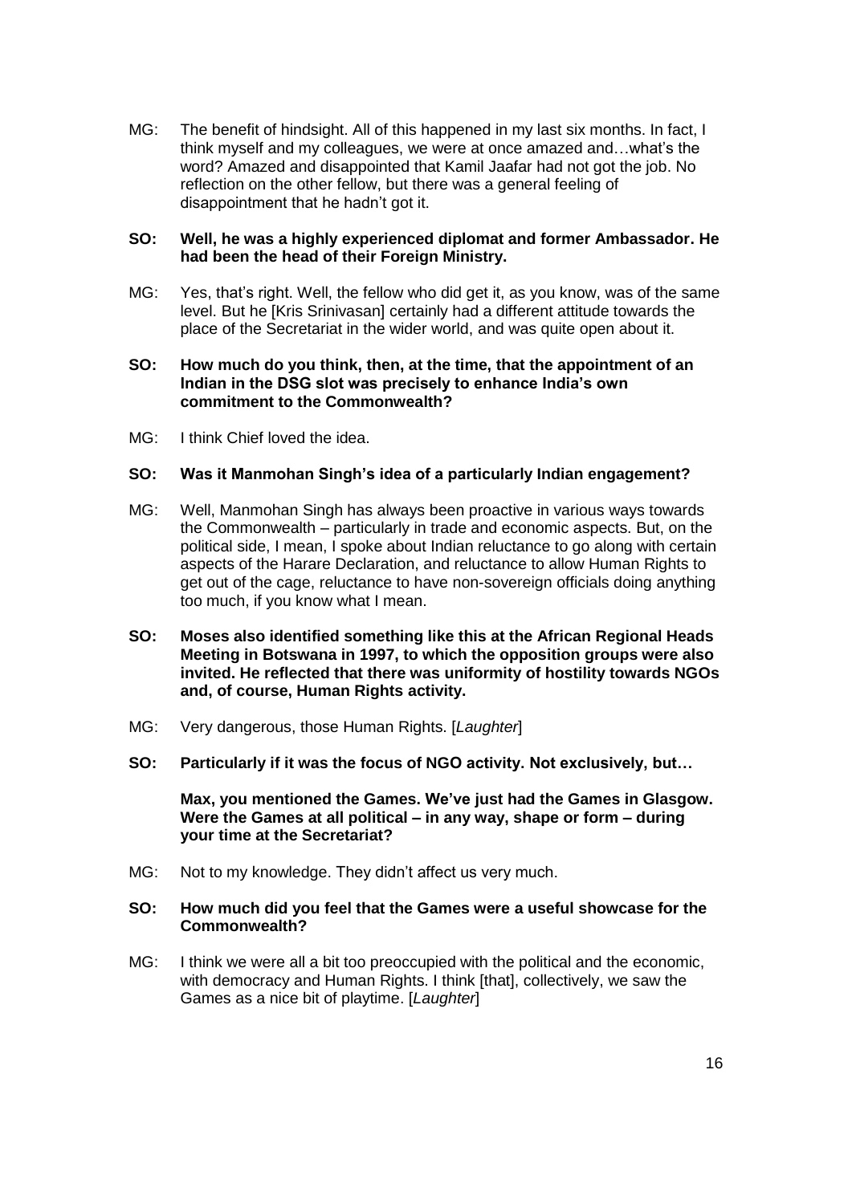MG: The benefit of hindsight. All of this happened in my last six months. In fact, I think myself and my colleagues, we were at once amazed and…what's the word? Amazed and disappointed that Kamil Jaafar had not got the job. No reflection on the other fellow, but there was a general feeling of disappointment that he hadn't got it.

**SO: Well, he was a highly experienced diplomat and former Ambassador. He had been the head of their Foreign Ministry.**

MG: Yes, that's right. Well, the fellow who did get it, as you know, was of the same level. But he [Kris Srinivasan] certainly had a different attitude towards the place of the Secretariat in the wider world, and was quite open about it.

**SO: How much do you think, then, at the time, that the appointment of an Indian in the DSG slot was precisely to enhance India's own commitment to the Commonwealth?**

MG: I think Chief loved the idea.

**SO: Was it Manmohan Singh's idea of a particularly Indian engagement?**

MG: Well, Manmohan Singh has always been proactive in various ways towards the Commonwealth – particularly in trade and economic aspects. But, on the political side, I mean, I spoke about Indian reluctance to go along with certain aspects of the Harare Declaration, and reluctance to allow Human Rights to get out of the cage, reluctance to have non-sovereign officials doing anything too much, if you know what I mean.

**SO: Moses also identified something like this at the African Regional Heads Meeting in Botswana in 1997, to which the opposition groups were also invited. He reflected that there was uniformity of hostility towards NGOs and, of course, Human Rights activity.**

MG: Very dangerous, those Human Rights. [*Laughter*]

**SO: Particularly if it was the focus of NGO activity. Not exclusively, but…**

**Max, you mentioned the Games. We've just had the Games in Glasgow. Were the Games at all political – in any way, shape or form – during your time at the Secretariat?**

MG: Not to my knowledge. They didn't affect us very much.

**SO: How much did you feel that the Games were a useful showcase for the Commonwealth?**

MG: I think we were all a bit too preoccupied with the political and the economic, with democracy and Human Rights. I think [that], collectively, we saw the Games as a nice bit of playtime. [*Laughter*]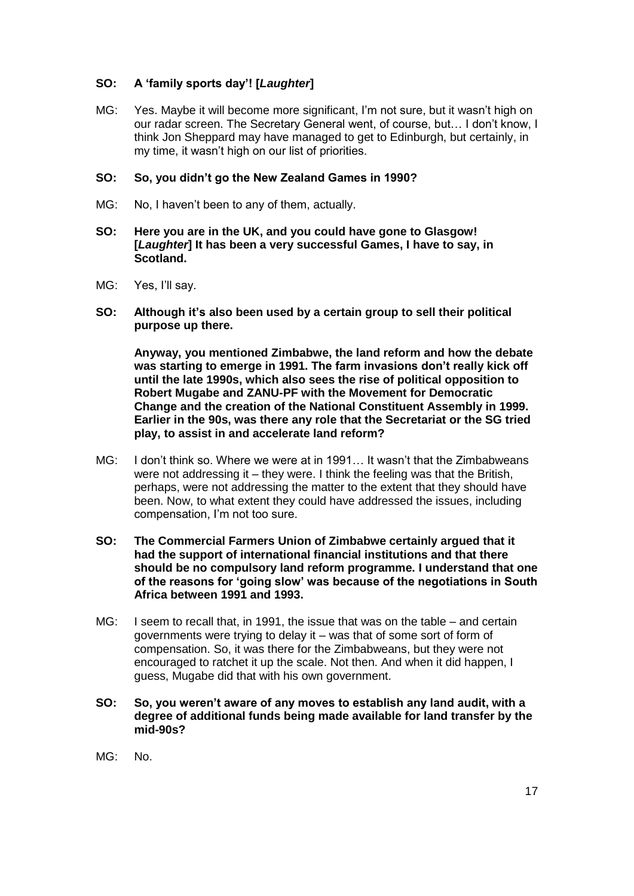**SO: A 'family sports day'! [*Laughter*]**

MG: Yes. Maybe it will become more significant, I'm not sure, but it wasn't high on our radar screen. The Secretary General went, of course, but… I don't know, I think Jon Sheppard may have managed to get to Edinburgh, but certainly, in my time, it wasn't high on our list of priorities.

**SO: So, you didn't go the New Zealand Games in 1990?**

MG: No, I haven't been to any of them, actually.

**SO: Here you are in the UK, and you could have gone to Glasgow! [*Laughter*] It has been a very successful Games, I have to say, in Scotland.**

MG: Yes, I'll say.

**SO: Although it's also been used by a certain group to sell their political purpose up there.**

**Anyway, you mentioned Zimbabwe, the land reform and how the debate was starting to emerge in 1991. The farm invasions don't really kick off until the late 1990s, which also sees the rise of political opposition to Robert Mugabe and ZANU-PF with the Movement for Democratic Change and the creation of the National Constituent Assembly in 1999. Earlier in the 90s, was there any role that the Secretariat or the SG tried play, to assist in and accelerate land reform?**

MG: I don't think so. Where we were at in 1991… It wasn't that the Zimbabweans were not addressing it – they were. I think the feeling was that the British, perhaps, were not addressing the matter to the extent that they should have been. Now, to what extent they could have addressed the issues, including compensation, I'm not too sure.

**SO: The Commercial Farmers Union of Zimbabwe certainly argued that it had the support of international financial institutions and that there should be no compulsory land reform programme. I understand that one of the reasons for 'going slow' was because of the negotiations in South Africa between 1991 and 1993.**

MG: I seem to recall that, in 1991, the issue that was on the table – and certain governments were trying to delay it – was that of some sort of form of compensation. So, it was there for the Zimbabweans, but they were not encouraged to ratchet it up the scale. Not then. And when it did happen, I guess, Mugabe did that with his own government.

**SO: So, you weren't aware of any moves to establish any land audit, with a degree of additional funds being made available for land transfer by the mid-90s?**

MG: No.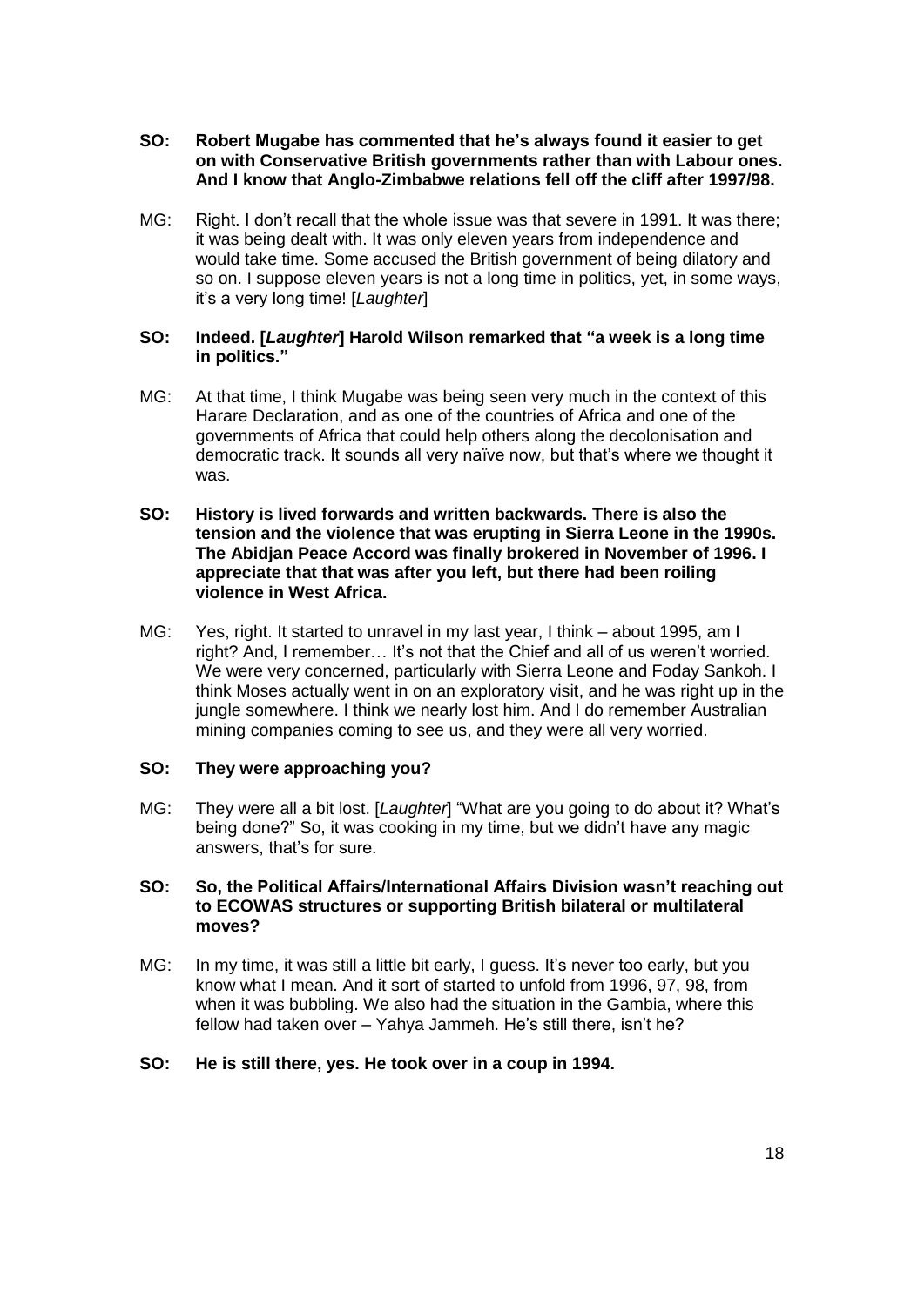**SO: Robert Mugabe has commented that he's always found it easier to get on with Conservative British governments rather than with Labour ones. And I know that Anglo-Zimbabwe relations fell off the cliff after 1997/98.**

MG: Right. I don't recall that the whole issue was that severe in 1991. It was there; it was being dealt with. It was only eleven years from independence and would take time. Some accused the British government of being dilatory and so on. I suppose eleven years is not a long time in politics, yet, in some ways, it's a very long time! [*Laughter*]

**SO: Indeed. [*Laughter*] Harold Wilson remarked that "a week is a long time in politics."**

MG: At that time, I think Mugabe was being seen very much in the context of this Harare Declaration, and as one of the countries of Africa and one of the governments of Africa that could help others along the decolonisation and democratic track. It sounds all very naïve now, but that's where we thought it was.

**SO: History is lived forwards and written backwards. There is also the tension and the violence that was erupting in Sierra Leone in the 1990s. The Abidjan Peace Accord was finally brokered in November of 1996. I appreciate that that was after you left, but there had been roiling violence in West Africa.**

MG: Yes, right. It started to unravel in my last year, I think – about 1995, am I right? And, I remember… It's not that the Chief and all of us weren't worried. We were very concerned, particularly with Sierra Leone and Foday Sankoh. I think Moses actually went in on an exploratory visit, and he was right up in the jungle somewhere. I think we nearly lost him. And I do remember Australian mining companies coming to see us, and they were all very worried.

**SO: They were approaching you?**

MG: They were all a bit lost. [*Laughter*] "What are you going to do about it? What's being done?" So, it was cooking in my time, but we didn't have any magic answers, that's for sure.

**SO: So, the Political Affairs/International Affairs Division wasn't reaching out to ECOWAS structures or supporting British bilateral or multilateral moves?**

MG: In my time, it was still a little bit early, I guess. It's never too early, but you know what I mean. And it sort of started to unfold from 1996, 97, 98, from when it was bubbling. We also had the situation in the Gambia, where this fellow had taken over – Yahya Jammeh. He's still there, isn't he?

**SO: He is still there, yes. He took over in a coup in 1994.**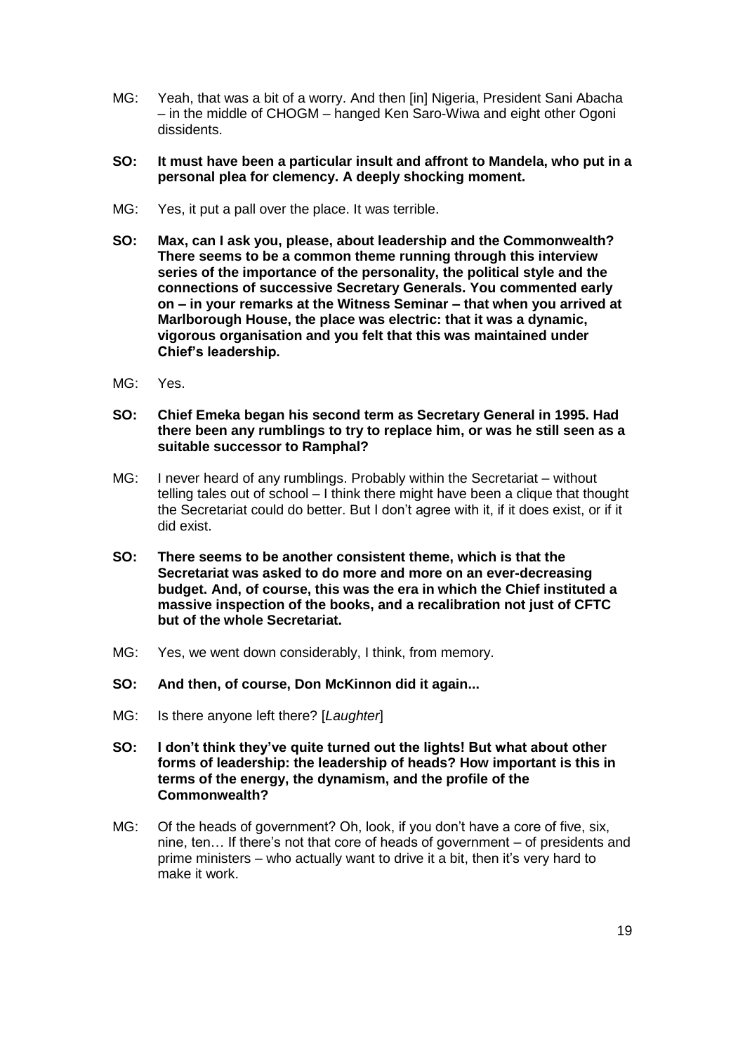MG: Yeah, that was a bit of a worry. And then [in] Nigeria, President Sani Abacha – in the middle of CHOGM – hanged Ken Saro-Wiwa and eight other Ogoni dissidents.

**SO: It must have been a particular insult and affront to Mandela, who put in a personal plea for clemency. A deeply shocking moment.**

MG: Yes, it put a pall over the place. It was terrible.

**SO: Max, can I ask you, please, about leadership and the Commonwealth? There seems to be a common theme running through this interview series of the importance of the personality, the political style and the connections of successive Secretary Generals. You commented early on – in your remarks at the Witness Seminar – that when you arrived at Marlborough House, the place was electric: that it was a dynamic, vigorous organisation and you felt that this was maintained under Chief's leadership.**

MG: Yes.

**SO: Chief Emeka began his second term as Secretary General in 1995. Had there been any rumblings to try to replace him, or was he still seen as a suitable successor to Ramphal?**

MG: I never heard of any rumblings. Probably within the Secretariat – without telling tales out of school – I think there might have been a clique that thought the Secretariat could do better. But I don't agree with it, if it does exist, or if it did exist.

**SO: There seems to be another consistent theme, which is that the Secretariat was asked to do more and more on an ever-decreasing budget. And, of course, this was the era in which the Chief instituted a massive inspection of the books, and a recalibration not just of CFTC but of the whole Secretariat.**

MG: Yes, we went down considerably, I think, from memory.

**SO: And then, of course, Don McKinnon did it again...**

MG: Is there anyone left there? [*Laughter*]

**SO: I don't think they've quite turned out the lights! But what about other forms of leadership: the leadership of heads? How important is this in terms of the energy, the dynamism, and the profile of the Commonwealth?**

MG: Of the heads of government? Oh, look, if you don't have a core of five, six, nine, ten… If there's not that core of heads of government – of presidents and prime ministers – who actually want to drive it a bit, then it's very hard to make it work.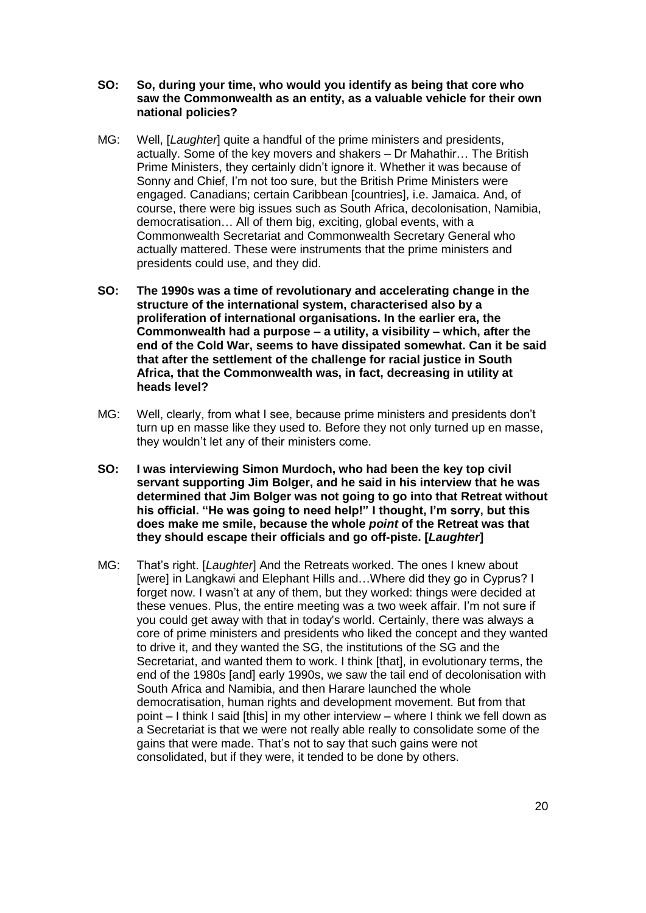**SO: So, during your time, who would you identify as being that core who saw the Commonwealth as an entity, as a valuable vehicle for their own national policies?**

MG: Well, [*Laughter*] quite a handful of the prime ministers and presidents, actually. Some of the key movers and shakers – Dr Mahathir… The British Prime Ministers, they certainly didn't ignore it. Whether it was because of Sonny and Chief, I'm not too sure, but the British Prime Ministers were engaged. Canadians; certain Caribbean [countries], i.e. Jamaica. And, of course, there were big issues such as South Africa, decolonisation, Namibia, democratisation… All of them big, exciting, global events, with a Commonwealth Secretariat and Commonwealth Secretary General who actually mattered. These were instruments that the prime ministers and presidents could use, and they did.

**SO: The 1990s was a time of revolutionary and accelerating change in the structure of the international system, characterised also by a proliferation of international organisations. In the earlier era, the Commonwealth had a purpose – a utility, a visibility – which, after the end of the Cold War, seems to have dissipated somewhat. Can it be said that after the settlement of the challenge for racial justice in South Africa, that the Commonwealth was, in fact, decreasing in utility at heads level?**

MG: Well, clearly, from what I see, because prime ministers and presidents don't turn up en masse like they used to. Before they not only turned up en masse, they wouldn't let any of their ministers come.

**SO: I was interviewing Simon Murdoch, who had been the key top civil servant supporting Jim Bolger, and he said in his interview that he was determined that Jim Bolger was not going to go into that Retreat without his official. "He was going to need help!" I thought, I'm sorry, but this does make me smile, because the whole *point* of the Retreat was that they should escape their officials and go off-piste. [*Laughter*]**

MG: That's right. [*Laughter*] And the Retreats worked. The ones I knew about [were] in Langkawi and Elephant Hills and…Where did they go in Cyprus? I forget now. I wasn't at any of them, but they worked: things were decided at these venues. Plus, the entire meeting was a two week affair. I'm not sure if you could get away with that in today's world. Certainly, there was always a core of prime ministers and presidents who liked the concept and they wanted to drive it, and they wanted the SG, the institutions of the SG and the Secretariat, and wanted them to work. I think [that], in evolutionary terms, the end of the 1980s [and] early 1990s, we saw the tail end of decolonisation with South Africa and Namibia, and then Harare launched the whole democratisation, human rights and development movement. But from that point – I think I said [this] in my other interview – where I think we fell down as a Secretariat is that we were not really able really to consolidate some of the gains that were made. That's not to say that such gains were not consolidated, but if they were, it tended to be done by others.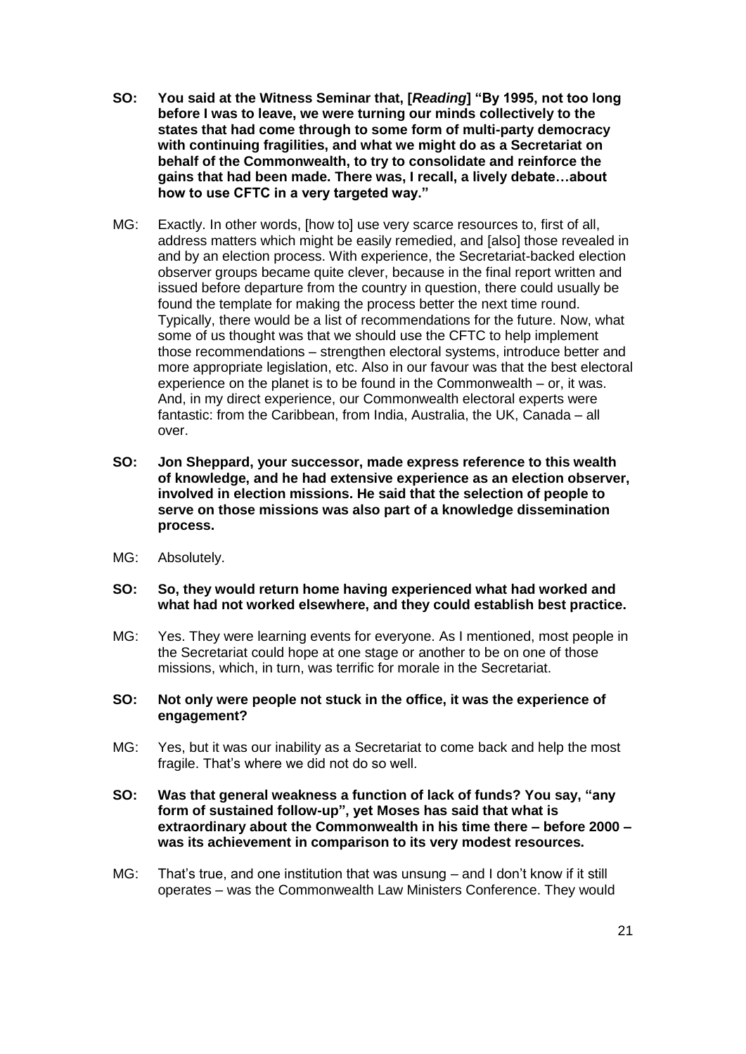**SO: You said at the Witness Seminar that, [*Reading*] "By 1995, not too long before I was to leave, we were turning our minds collectively to the states that had come through to some form of multi-party democracy with continuing fragilities, and what we might do as a Secretariat on behalf of the Commonwealth, to try to consolidate and reinforce the gains that had been made. There was, I recall, a lively debate…about how to use CFTC in a very targeted way."**

MG: Exactly. In other words, [how to] use very scarce resources to, first of all, address matters which might be easily remedied, and [also] those revealed in and by an election process. With experience, the Secretariat-backed election observer groups became quite clever, because in the final report written and issued before departure from the country in question, there could usually be found the template for making the process better the next time round. Typically, there would be a list of recommendations for the future. Now, what some of us thought was that we should use the CFTC to help implement those recommendations – strengthen electoral systems, introduce better and more appropriate legislation, etc. Also in our favour was that the best electoral experience on the planet is to be found in the Commonwealth – or, it was. And, in my direct experience, our Commonwealth electoral experts were fantastic: from the Caribbean, from India, Australia, the UK, Canada – all over.

**SO: Jon Sheppard, your successor, made express reference to this wealth of knowledge, and he had extensive experience as an election observer, involved in election missions. He said that the selection of people to serve on those missions was also part of a knowledge dissemination process.**

MG: Absolutely.

**SO: So, they would return home having experienced what had worked and what had not worked elsewhere, and they could establish best practice.**

MG: Yes. They were learning events for everyone. As I mentioned, most people in the Secretariat could hope at one stage or another to be on one of those missions, which, in turn, was terrific for morale in the Secretariat.

**SO: Not only were people not stuck in the office, it was the experience of engagement?**

MG: Yes, but it was our inability as a Secretariat to come back and help the most fragile. That's where we did not do so well.

**SO: Was that general weakness a function of lack of funds? You say, "any form of sustained follow-up", yet Moses has said that what is extraordinary about the Commonwealth in his time there – before 2000 – was its achievement in comparison to its very modest resources.**

MG: That's true, and one institution that was unsung – and I don't know if it still operates – was the Commonwealth Law Ministers Conference. They would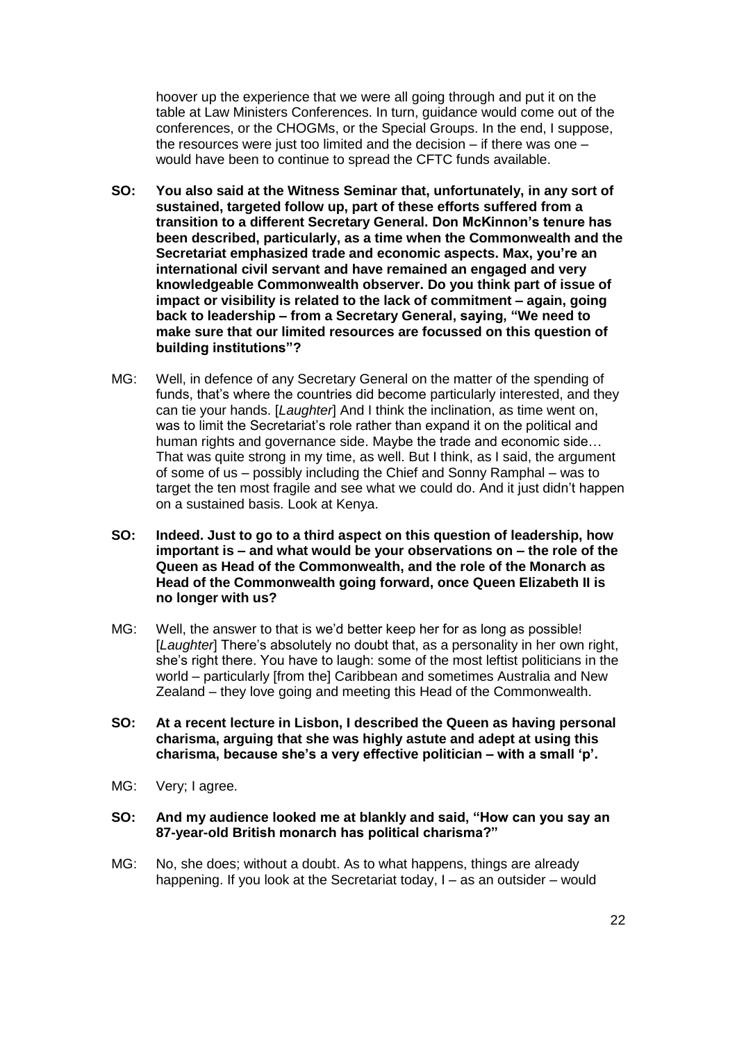hoover up the experience that we were all going through and put it on the table at Law Ministers Conferences. In turn, guidance would come out of the conferences, or the CHOGMs, or the Special Groups. In the end, I suppose, the resources were just too limited and the decision – if there was one – would have been to continue to spread the CFTC funds available.

**SO: You also said at the Witness Seminar that, unfortunately, in any sort of sustained, targeted follow up, part of these efforts suffered from a transition to a different Secretary General. Don McKinnon's tenure has been described, particularly, as a time when the Commonwealth and the Secretariat emphasized trade and economic aspects. Max, you're an international civil servant and have remained an engaged and very knowledgeable Commonwealth observer. Do you think part of issue of impact or visibility is related to the lack of commitment – again, going back to leadership – from a Secretary General, saying, "We need to make sure that our limited resources are focussed on this question of building institutions"?**

MG: Well, in defence of any Secretary General on the matter of the spending of funds, that's where the countries did become particularly interested, and they can tie your hands. [*Laughter*] And I think the inclination, as time went on, was to limit the Secretariat's role rather than expand it on the political and human rights and governance side. Maybe the trade and economic side… That was quite strong in my time, as well. But I think, as I said, the argument of some of us – possibly including the Chief and Sonny Ramphal – was to target the ten most fragile and see what we could do. And it just didn't happen on a sustained basis. Look at Kenya.

**SO: Indeed. Just to go to a third aspect on this question of leadership, how important is – and what would be your observations on – the role of the Queen as Head of the Commonwealth, and the role of the Monarch as Head of the Commonwealth going forward, once Queen Elizabeth II is no longer with us?**

MG: Well, the answer to that is we'd better keep her for as long as possible! [*Laughter*] There's absolutely no doubt that, as a personality in her own right, she's right there. You have to laugh: some of the most leftist politicians in the world – particularly [from the] Caribbean and sometimes Australia and New Zealand – they love going and meeting this Head of the Commonwealth.

**SO: At a recent lecture in Lisbon, I described the Queen as having personal charisma, arguing that she was highly astute and adept at using this charisma, because she's a very effective politician – with a small 'p'.**

MG: Very; I agree.

**SO: And my audience looked me at blankly and said, "How can you say an 87-year-old British monarch has political charisma?"**

MG: No, she does; without a doubt. As to what happens, things are already happening. If you look at the Secretariat today, I – as an outsider – would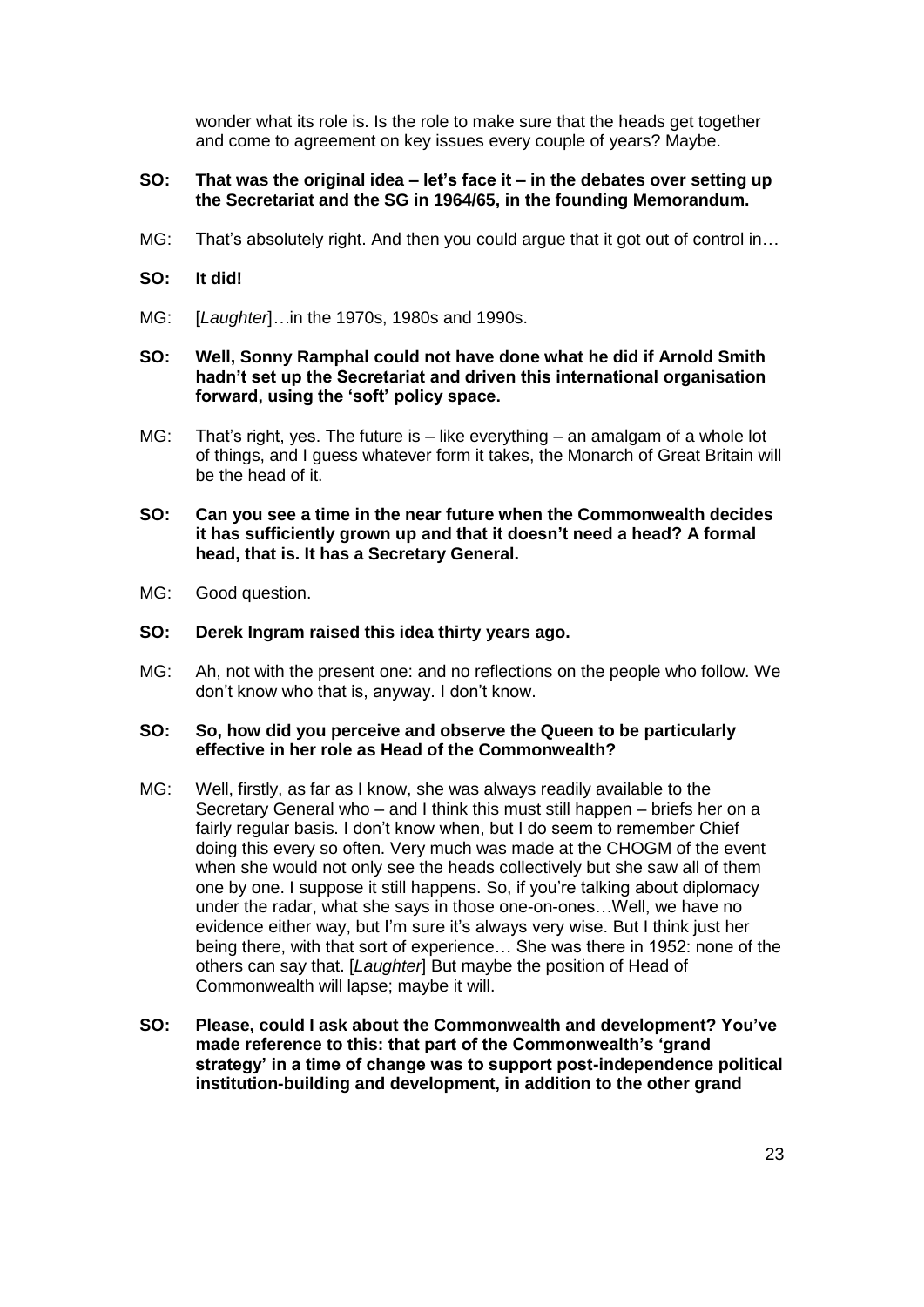wonder what its role is. Is the role to make sure that the heads get together and come to agreement on key issues every couple of years? Maybe.

**SO: That was the original idea – let's face it – in the debates over setting up the Secretariat and the SG in 1964/65, in the founding Memorandum.**

MG: That's absolutely right. And then you could argue that it got out of control in…

**SO: It did!**

MG: [*Laughter*]…in the 1970s, 1980s and 1990s.

**SO: Well, Sonny Ramphal could not have done what he did if Arnold Smith hadn't set up the Secretariat and driven this international organisation forward, using the 'soft' policy space.**

MG: That's right, yes. The future is – like everything – an amalgam of a whole lot of things, and I guess whatever form it takes, the Monarch of Great Britain will be the head of it.

**SO: Can you see a time in the near future when the Commonwealth decides it has sufficiently grown up and that it doesn't need a head? A formal head, that is. It has a Secretary General.**

MG: Good question.

**SO: Derek Ingram raised this idea thirty years ago.**

MG: Ah, not with the present one: and no reflections on the people who follow. We don't know who that is, anyway. I don't know.

**SO: So, how did you perceive and observe the Queen to be particularly effective in her role as Head of the Commonwealth?**

MG: Well, firstly, as far as I know, she was always readily available to the Secretary General who – and I think this must still happen – briefs her on a fairly regular basis. I don't know when, but I do seem to remember Chief doing this every so often. Very much was made at the CHOGM of the event when she would not only see the heads collectively but she saw all of them one by one. I suppose it still happens. So, if you're talking about diplomacy under the radar, what she says in those one-on-ones…Well, we have no evidence either way, but I'm sure it's always very wise. But I think just her being there, with that sort of experience… She was there in 1952: none of the others can say that. [*Laughter*] But maybe the position of Head of Commonwealth will lapse; maybe it will.

**SO: Please, could I ask about the Commonwealth and development? You've made reference to this: that part of the Commonwealth's 'grand strategy' in a time of change was to support post-independence political institution-building and development, in addition to the other grand**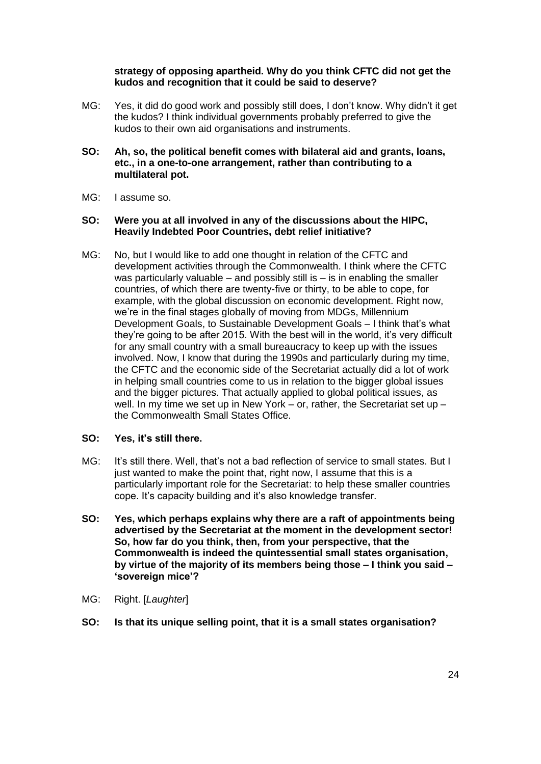**strategy of opposing apartheid. Why do you think CFTC did not get the kudos and recognition that it could be said to deserve?**

MG: Yes, it did do good work and possibly still does, I don't know. Why didn't it get the kudos? I think individual governments probably preferred to give the kudos to their own aid organisations and instruments.

**SO: Ah, so, the political benefit comes with bilateral aid and grants, loans, etc., in a one-to-one arrangement, rather than contributing to a multilateral pot.**

MG: I assume so.

**SO: Were you at all involved in any of the discussions about the HIPC, Heavily Indebted Poor Countries, debt relief initiative?**

MG: No, but I would like to add one thought in relation of the CFTC and development activities through the Commonwealth. I think where the CFTC was particularly valuable – and possibly still is – is in enabling the smaller countries, of which there are twenty-five or thirty, to be able to cope, for example, with the global discussion on economic development. Right now, we're in the final stages globally of moving from MDGs, Millennium Development Goals, to Sustainable Development Goals – I think that's what they're going to be after 2015. With the best will in the world, it's very difficult for any small country with a small bureaucracy to keep up with the issues involved. Now, I know that during the 1990s and particularly during my time, the CFTC and the economic side of the Secretariat actually did a lot of work in helping small countries come to us in relation to the bigger global issues and the bigger pictures. That actually applied to global political issues, as well. In my time we set up in New York – or, rather, the Secretariat set up – the Commonwealth Small States Office.

**SO: Yes, it's still there.**

MG: It's still there. Well, that's not a bad reflection of service to small states. But I just wanted to make the point that, right now, I assume that this is a particularly important role for the Secretariat: to help these smaller countries cope. It's capacity building and it's also knowledge transfer.

**SO: Yes, which perhaps explains why there are a raft of appointments being advertised by the Secretariat at the moment in the development sector! So, how far do you think, then, from your perspective, that the Commonwealth is indeed the quintessential small states organisation, by virtue of the majority of its members being those – I think you said – 'sovereign mice'?**

MG: Right. [*Laughter*]

**SO: Is that its unique selling point, that it is a small states organisation?**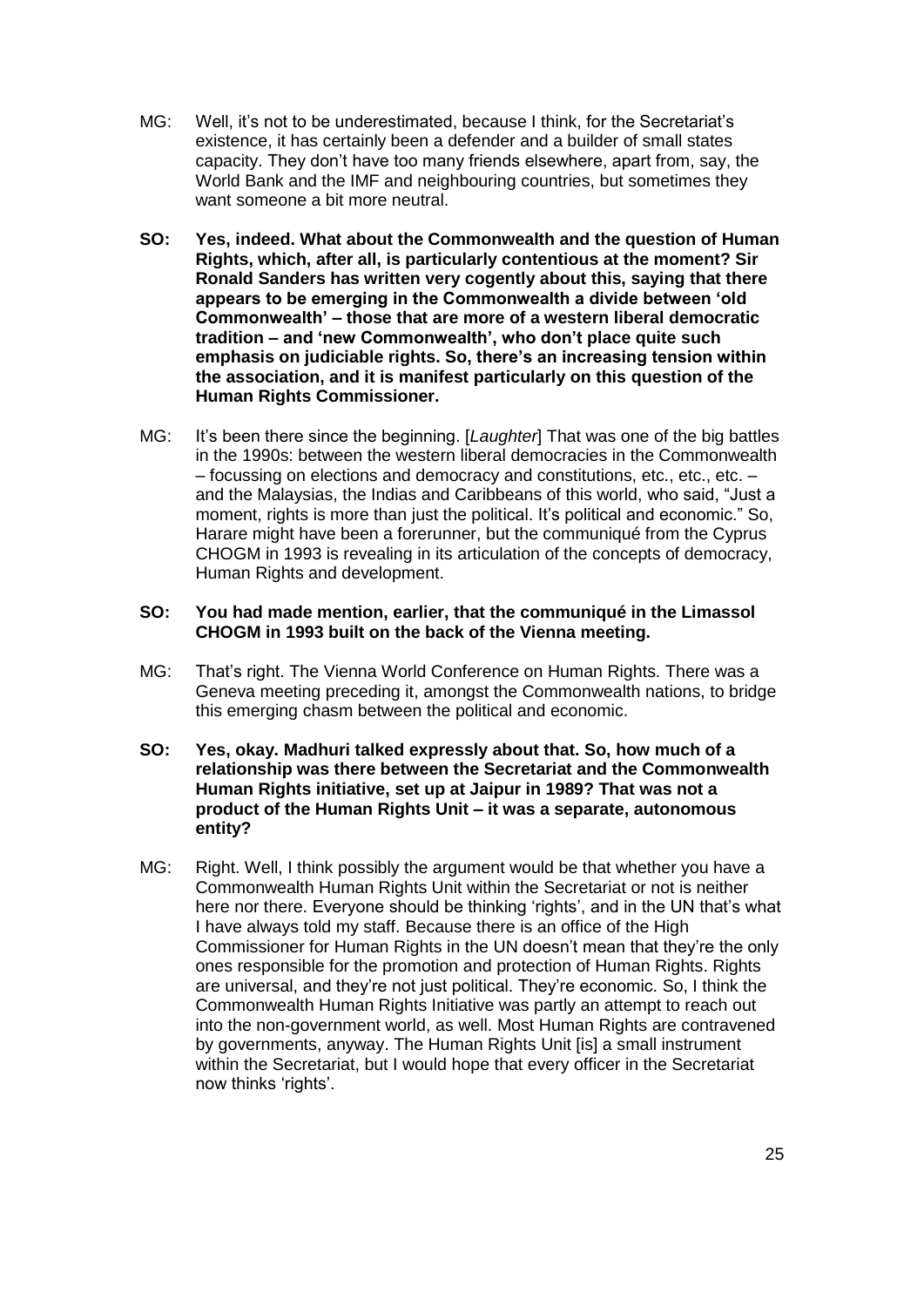MG: Well, it's not to be underestimated, because I think, for the Secretariat's existence, it has certainly been a defender and a builder of small states capacity. They don't have too many friends elsewhere, apart from, say, the World Bank and the IMF and neighbouring countries, but sometimes they want someone a bit more neutral.

**SO: Yes, indeed. What about the Commonwealth and the question of Human Rights, which, after all, is particularly contentious at the moment? Sir Ronald Sanders has written very cogently about this, saying that there appears to be emerging in the Commonwealth a divide between 'old Commonwealth' – those that are more of a western liberal democratic tradition – and 'new Commonwealth', who don't place quite such emphasis on judiciable rights. So, there's an increasing tension within the association, and it is manifest particularly on this question of the Human Rights Commissioner.**

MG: It's been there since the beginning. [*Laughter*] That was one of the big battles in the 1990s: between the western liberal democracies in the Commonwealth – focussing on elections and democracy and constitutions, etc., etc., etc. – and the Malaysias, the Indias and Caribbeans of this world, who said, "Just a moment, rights is more than just the political. It's political and economic." So, Harare might have been a forerunner, but the communiqué from the Cyprus CHOGM in 1993 is revealing in its articulation of the concepts of democracy, Human Rights and development.

**SO: You had made mention, earlier, that the communiqué in the Limassol CHOGM in 1993 built on the back of the Vienna meeting.**

MG: That's right. The Vienna World Conference on Human Rights. There was a Geneva meeting preceding it, amongst the Commonwealth nations, to bridge this emerging chasm between the political and economic.

**SO: Yes, okay. Madhuri talked expressly about that. So, how much of a relationship was there between the Secretariat and the Commonwealth Human Rights initiative, set up at Jaipur in 1989? That was not a product of the Human Rights Unit – it was a separate, autonomous entity?**

MG: Right. Well, I think possibly the argument would be that whether you have a Commonwealth Human Rights Unit within the Secretariat or not is neither here nor there. Everyone should be thinking 'rights', and in the UN that's what I have always told my staff. Because there is an office of the High Commissioner for Human Rights in the UN doesn't mean that they're the only ones responsible for the promotion and protection of Human Rights. Rights are universal, and they're not just political. They're economic. So, I think the Commonwealth Human Rights Initiative was partly an attempt to reach out into the non-government world, as well. Most Human Rights are contravened by governments, anyway. The Human Rights Unit [is] a small instrument within the Secretariat, but I would hope that every officer in the Secretariat now thinks 'rights'.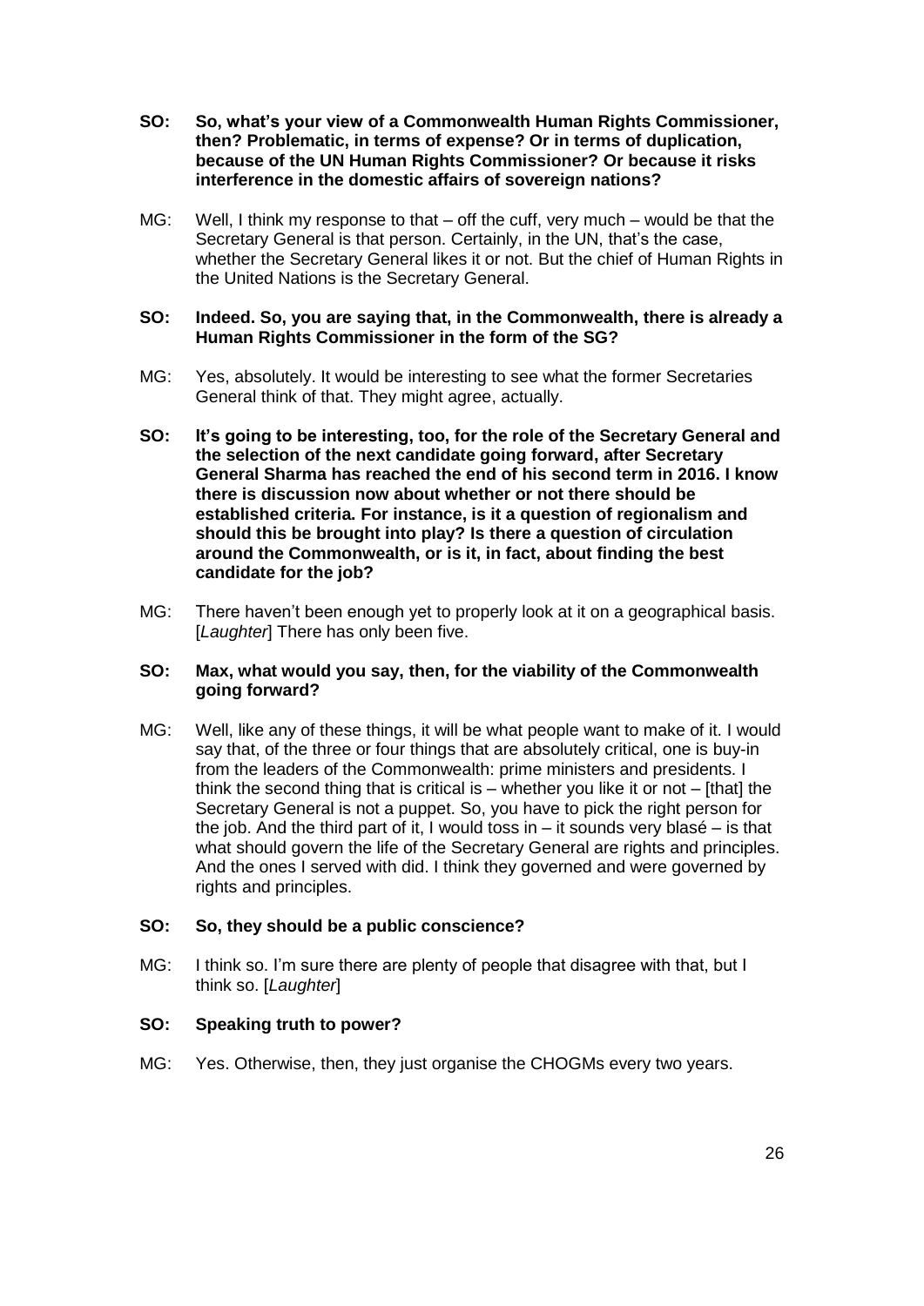**SO: So, what's your view of a Commonwealth Human Rights Commissioner, then? Problematic, in terms of expense? Or in terms of duplication, because of the UN Human Rights Commissioner? Or because it risks interference in the domestic affairs of sovereign nations?**

MG: Well, I think my response to that – off the cuff, very much – would be that the Secretary General is that person. Certainly, in the UN, that's the case, whether the Secretary General likes it or not. But the chief of Human Rights in the United Nations is the Secretary General.

**SO: Indeed. So, you are saying that, in the Commonwealth, there is already a Human Rights Commissioner in the form of the SG?**

MG: Yes, absolutely. It would be interesting to see what the former Secretaries General think of that. They might agree, actually.

**SO: It's going to be interesting, too, for the role of the Secretary General and the selection of the next candidate going forward, after Secretary General Sharma has reached the end of his second term in 2016. I know there is discussion now about whether or not there should be established criteria. For instance, is it a question of regionalism and should this be brought into play? Is there a question of circulation around the Commonwealth, or is it, in fact, about finding the best candidate for the job?**

MG: There haven't been enough yet to properly look at it on a geographical basis. [*Laughter*] There has only been five.

**SO: Max, what would you say, then, for the viability of the Commonwealth going forward?**

MG: Well, like any of these things, it will be what people want to make of it. I would say that, of the three or four things that are absolutely critical, one is buy-in from the leaders of the Commonwealth: prime ministers and presidents. I think the second thing that is critical is – whether you like it or not – [that] the Secretary General is not a puppet. So, you have to pick the right person for the job. And the third part of it, I would toss in – it sounds very blasé – is that what should govern the life of the Secretary General are rights and principles. And the ones I served with did. I think they governed and were governed by rights and principles.

**SO: So, they should be a public conscience?**

MG: I think so. I'm sure there are plenty of people that disagree with that, but I think so. [*Laughter*]

**SO: Speaking truth to power?**

MG: Yes. Otherwise, then, they just organise the CHOGMs every two years.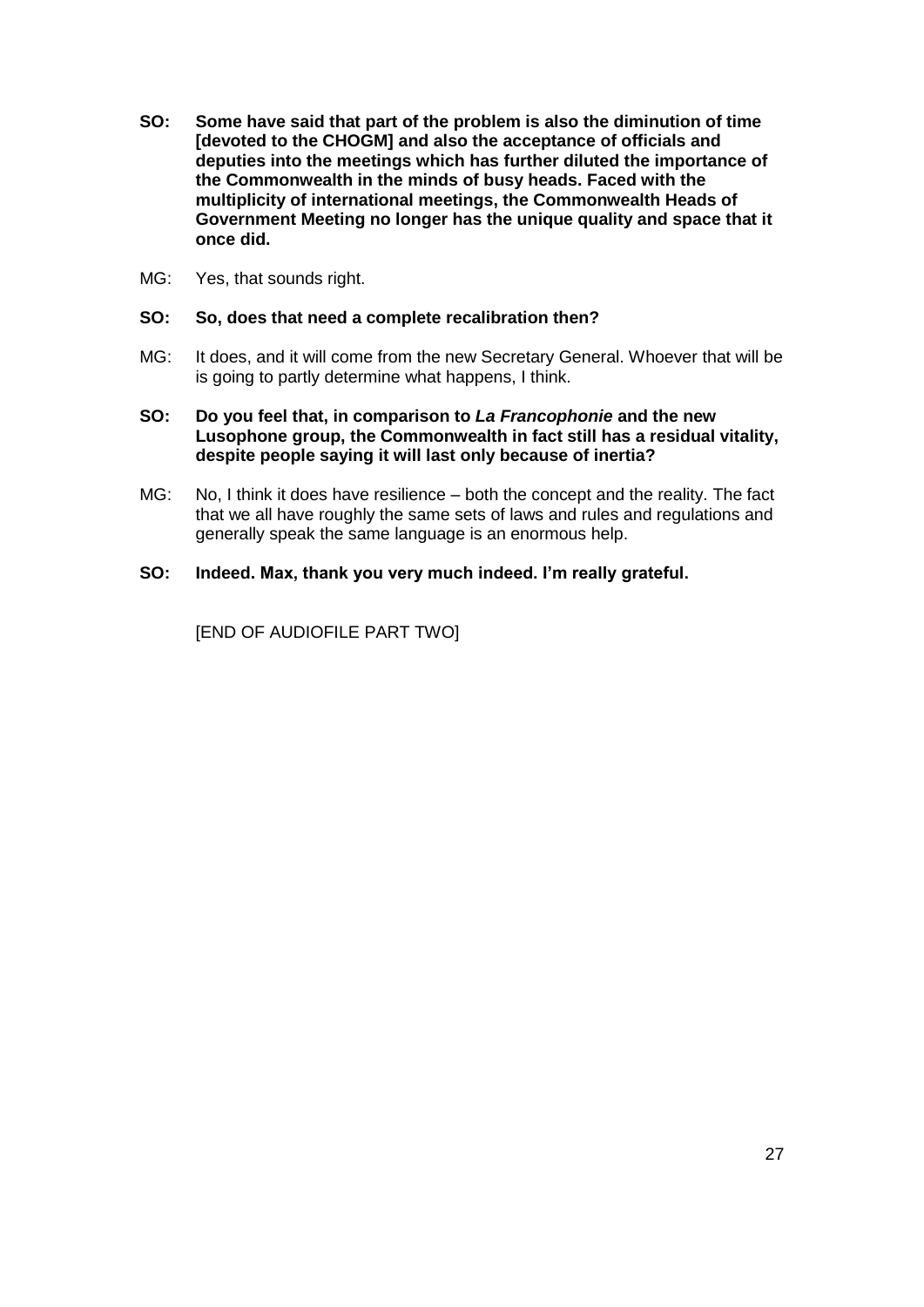**SO: Some have said that part of the problem is also the diminution of time [devoted to the CHOGM] and also the acceptance of officials and deputies into the meetings which has further diluted the importance of the Commonwealth in the minds of busy heads. Faced with the multiplicity of international meetings, the Commonwealth Heads of Government Meeting no longer has the unique quality and space that it once did.**

MG: Yes, that sounds right.

**SO: So, does that need a complete recalibration then?**

MG: It does, and it will come from the new Secretary General. Whoever that will be is going to partly determine what happens, I think.

**SO: Do you feel that, in comparison to *La Francophonie* and the new Lusophone group, the Commonwealth in fact still has a residual vitality, despite people saying it will last only because of inertia?**

MG: No, I think it does have resilience – both the concept and the reality. The fact that we all have roughly the same sets of laws and rules and regulations and generally speak the same language is an enormous help.

**SO: Indeed. Max, thank you very much indeed. I'm really grateful.**

[END OF AUDIOFILE PART TWO]